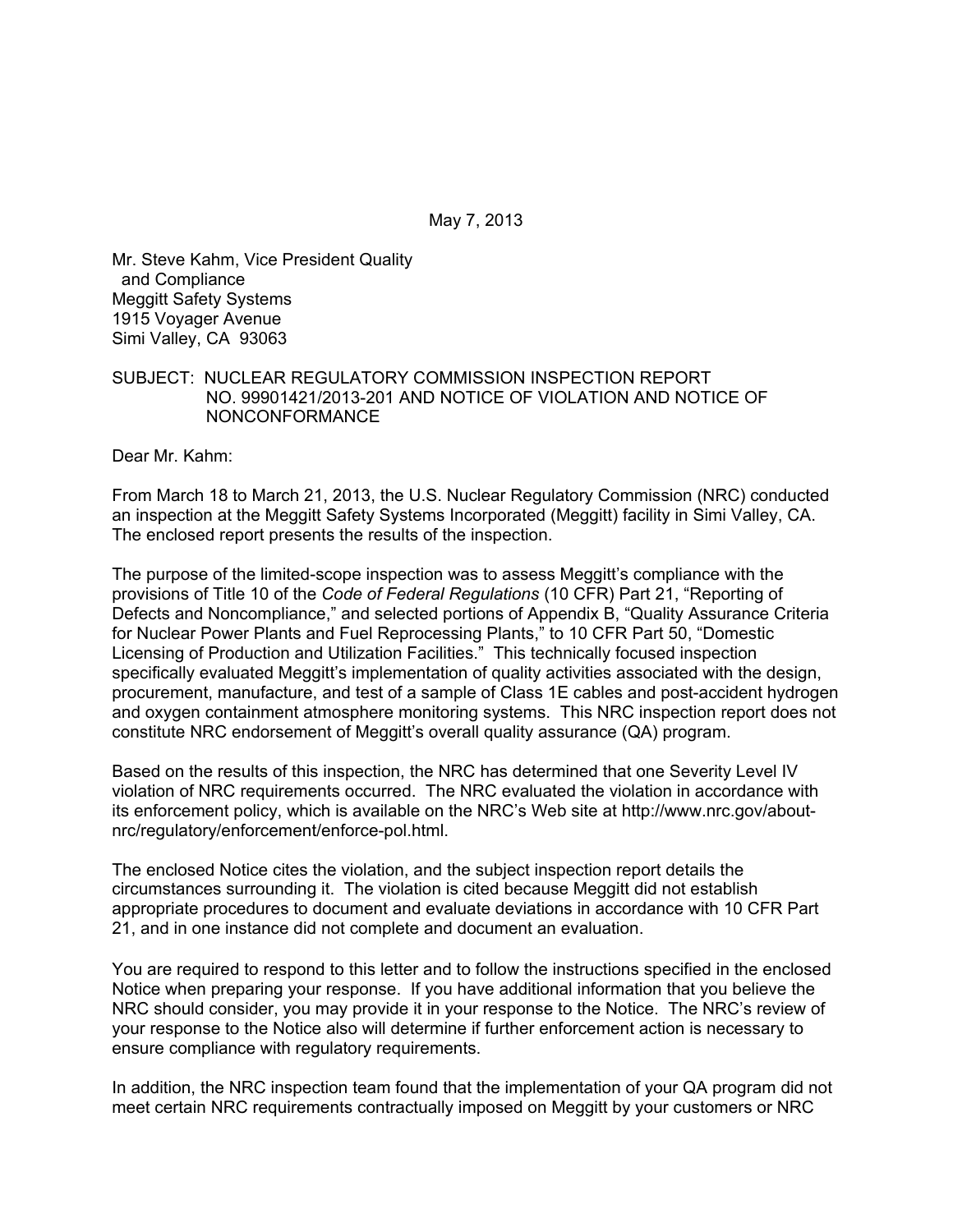May 7, 2013

Mr. Steve Kahm, Vice President Quality
and Compliance
Meggitt Safety Systems
1915 Voyager Avenue
Simi Valley, CA 93063

SUBJECT: NUCLEAR REGULATORY COMMISSION INSPECTION REPORT NO. 99901421/2013-201 AND NOTICE OF VIOLATION AND NOTICE OF NONCONFORMANCE

Dear Mr. Kahm:

From March 18 to March 21, 2013, the U.S. Nuclear Regulatory Commission (NRC) conducted an inspection at the Meggitt Safety Systems Incorporated (Meggitt) facility in Simi Valley, CA. The enclosed report presents the results of the inspection.

The purpose of the limited-scope inspection was to assess Meggitt's compliance with the provisions of Title 10 of the *Code of Federal Regulations* (10 CFR) Part 21, "Reporting of Defects and Noncompliance," and selected portions of Appendix B, "Quality Assurance Criteria for Nuclear Power Plants and Fuel Reprocessing Plants," to 10 CFR Part 50, "Domestic Licensing of Production and Utilization Facilities." This technically focused inspection specifically evaluated Meggitt's implementation of quality activities associated with the design, procurement, manufacture, and test of a sample of Class 1E cables and post-accident hydrogen and oxygen containment atmosphere monitoring systems. This NRC inspection report does not constitute NRC endorsement of Meggitt's overall quality assurance (QA) program.

Based on the results of this inspection, the NRC has determined that one Severity Level IV violation of NRC requirements occurred. The NRC evaluated the violation in accordance with its enforcement policy, which is available on the NRC's Web site at http://www.nrc.gov/about-nrc/regulatory/enforcement/enforce-pol.html.

The enclosed Notice cites the violation, and the subject inspection report details the circumstances surrounding it. The violation is cited because Meggitt did not establish appropriate procedures to document and evaluate deviations in accordance with 10 CFR Part 21, and in one instance did not complete and document an evaluation.

You are required to respond to this letter and to follow the instructions specified in the enclosed Notice when preparing your response. If you have additional information that you believe the NRC should consider, you may provide it in your response to the Notice. The NRC's review of your response to the Notice also will determine if further enforcement action is necessary to ensure compliance with regulatory requirements.

In addition, the NRC inspection team found that the implementation of your QA program did not meet certain NRC requirements contractually imposed on Meggitt by your customers or NRC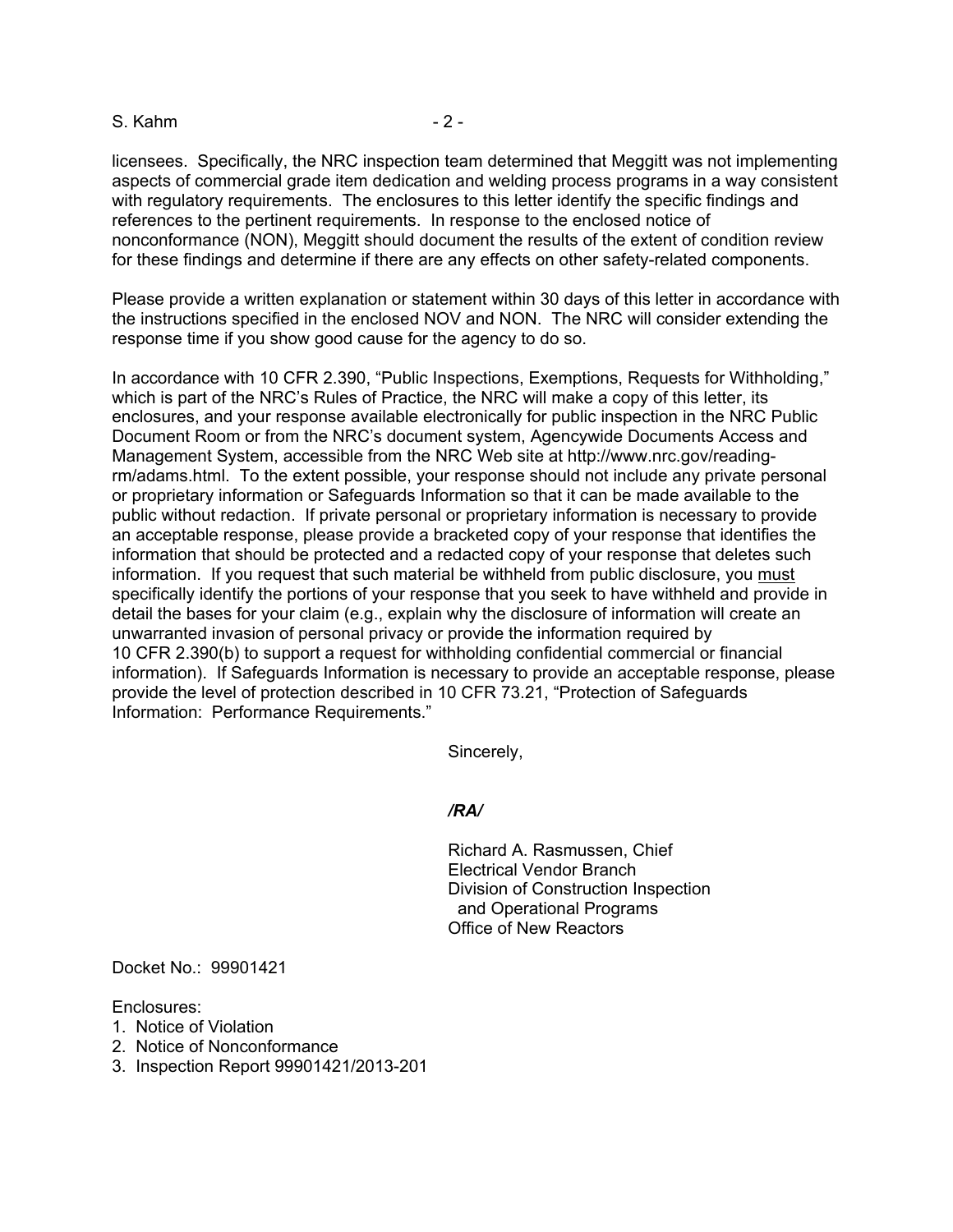licensees. Specifically, the NRC inspection team determined that Meggitt was not implementing aspects of commercial grade item dedication and welding process programs in a way consistent with regulatory requirements. The enclosures to this letter identify the specific findings and references to the pertinent requirements. In response to the enclosed notice of nonconformance (NON), Meggitt should document the results of the extent of condition review for these findings and determine if there are any effects on other safety-related components.

Please provide a written explanation or statement within 30 days of this letter in accordance with the instructions specified in the enclosed NOV and NON. The NRC will consider extending the response time if you show good cause for the agency to do so.

In accordance with 10 CFR 2.390, "Public Inspections, Exemptions, Requests for Withholding," which is part of the NRC's Rules of Practice, the NRC will make a copy of this letter, its enclosures, and your response available electronically for public inspection in the NRC Public Document Room or from the NRC's document system, Agencywide Documents Access and Management System, accessible from the NRC Web site at http://www.nrc.gov/reading-rm/adams.html. To the extent possible, your response should not include any private personal or proprietary information or Safeguards Information so that it can be made available to the public without redaction. If private personal or proprietary information is necessary to provide an acceptable response, please provide a bracketed copy of your response that identifies the information that should be protected and a redacted copy of your response that deletes such information. If you request that such material be withheld from public disclosure, you must specifically identify the portions of your response that you seek to have withheld and provide in detail the bases for your claim (e.g., explain why the disclosure of information will create an unwarranted invasion of personal privacy or provide the information required by 10 CFR 2.390(b) to support a request for withholding confidential commercial or financial information). If Safeguards Information is necessary to provide an acceptable response, please provide the level of protection described in 10 CFR 73.21, "Protection of Safeguards Information: Performance Requirements."

Sincerely,

*/RA/*

Richard A. Rasmussen, Chief
Electrical Vendor Branch
Division of Construction Inspection
and Operational Programs
Office of New Reactors

Docket No.: 99901421

Enclosures:
1. Notice of Violation
2. Notice of Nonconformance
3. Inspection Report 99901421/2013-201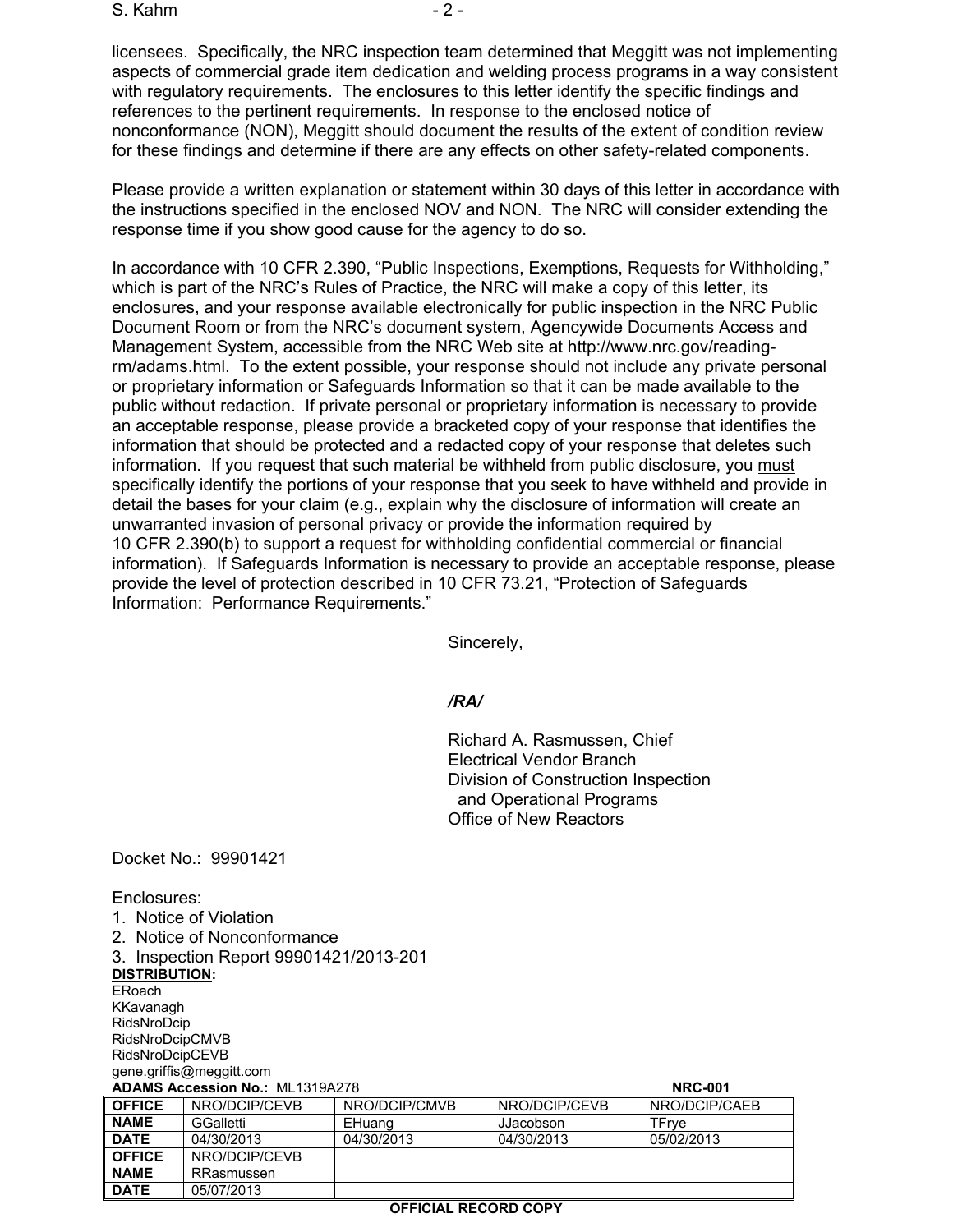licensees. Specifically, the NRC inspection team determined that Meggitt was not implementing aspects of commercial grade item dedication and welding process programs in a way consistent with regulatory requirements. The enclosures to this letter identify the specific findings and references to the pertinent requirements. In response to the enclosed notice of nonconformance (NON), Meggitt should document the results of the extent of condition review for these findings and determine if there are any effects on other safety-related components.

Please provide a written explanation or statement within 30 days of this letter in accordance with the instructions specified in the enclosed NOV and NON. The NRC will consider extending the response time if you show good cause for the agency to do so.

In accordance with 10 CFR 2.390, "Public Inspections, Exemptions, Requests for Withholding," which is part of the NRC's Rules of Practice, the NRC will make a copy of this letter, its enclosures, and your response available electronically for public inspection in the NRC Public Document Room or from the NRC's document system, Agencywide Documents Access and Management System, accessible from the NRC Web site at http://www.nrc.gov/reading-rm/adams.html. To the extent possible, your response should not include any private personal or proprietary information or Safeguards Information so that it can be made available to the public without redaction. If private personal or proprietary information is necessary to provide an acceptable response, please provide a bracketed copy of your response that identifies the information that should be protected and a redacted copy of your response that deletes such information. If you request that such material be withheld from public disclosure, you must specifically identify the portions of your response that you seek to have withheld and provide in detail the bases for your claim (e.g., explain why the disclosure of information will create an unwarranted invasion of personal privacy or provide the information required by 10 CFR 2.390(b) to support a request for withholding confidential commercial or financial information). If Safeguards Information is necessary to provide an acceptable response, please provide the level of protection described in 10 CFR 73.21, "Protection of Safeguards Information: Performance Requirements."

Sincerely,

*/RA/*

Richard A. Rasmussen, Chief
Electrical Vendor Branch
Division of Construction Inspection
and Operational Programs
Office of New Reactors

Docket No.: 99901421

Enclosures:
1. Notice of Violation
2. Notice of Nonconformance
3. Inspection Report 99901421/2013-201

**DISTRIBUTION:**
ERoach
KKavanagh
RidsNroDcip
RidsNroDcipCMVB
RidsNroDcipCEVB
gene.griffis@meggitt.com

**ADAMS Accession No.:** ML1319A278 **NRC-001**

| OFFICE | NRO/DCIP/CEVB | NRO/DCIP/CMVB | NRO/DCIP/CEVB | NRO/DCIP/CAEB |
|---|---|---|---|---|
| NAME | GGalletti | EHuang | JJacobson | TFrye |
| DATE | 04/30/2013 | 04/30/2013 | 04/30/2013 | 05/02/2013 |
| OFFICE | NRO/DCIP/CEVB | | | |
| NAME | RRasmussen | | | |
| DATE | 05/07/2013 | | | |

**OFFICIAL RECORD COPY**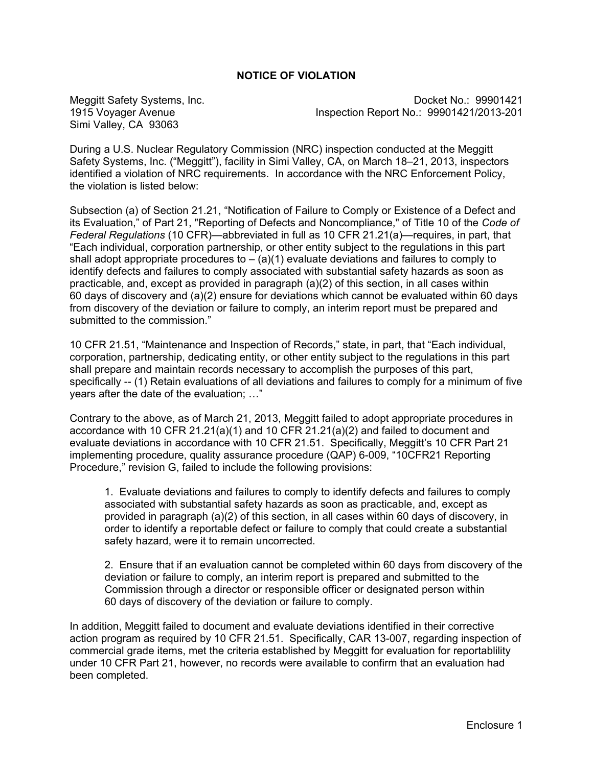# NOTICE OF VIOLATION

Meggitt Safety Systems, Inc.
1915 Voyager Avenue
Simi Valley, CA 93063

Docket No.: 99901421
Inspection Report No.: 99901421/2013-201

During a U.S. Nuclear Regulatory Commission (NRC) inspection conducted at the Meggitt Safety Systems, Inc. ("Meggitt"), facility in Simi Valley, CA, on March 18–21, 2013, inspectors identified a violation of NRC requirements. In accordance with the NRC Enforcement Policy, the violation is listed below:

Subsection (a) of Section 21.21, "Notification of Failure to Comply or Existence of a Defect and its Evaluation," of Part 21, "Reporting of Defects and Noncompliance," of Title 10 of the *Code of Federal Regulations* (10 CFR)—abbreviated in full as 10 CFR 21.21(a)—requires, in part, that "Each individual, corporation partnership, or other entity subject to the regulations in this part shall adopt appropriate procedures to – (a)(1) evaluate deviations and failures to comply to identify defects and failures to comply associated with substantial safety hazards as soon as practicable, and, except as provided in paragraph (a)(2) of this section, in all cases within 60 days of discovery and (a)(2) ensure for deviations which cannot be evaluated within 60 days from discovery of the deviation or failure to comply, an interim report must be prepared and submitted to the commission."

10 CFR 21.51, "Maintenance and Inspection of Records," state, in part, that "Each individual, corporation, partnership, dedicating entity, or other entity subject to the regulations in this part shall prepare and maintain records necessary to accomplish the purposes of this part, specifically -- (1) Retain evaluations of all deviations and failures to comply for a minimum of five years after the date of the evaluation; …"

Contrary to the above, as of March 21, 2013, Meggitt failed to adopt appropriate procedures in accordance with 10 CFR 21.21(a)(1) and 10 CFR 21.21(a)(2) and failed to document and evaluate deviations in accordance with 10 CFR 21.51. Specifically, Meggitt's 10 CFR Part 21 implementing procedure, quality assurance procedure (QAP) 6-009, "10CFR21 Reporting Procedure," revision G, failed to include the following provisions:

1. Evaluate deviations and failures to comply to identify defects and failures to comply associated with substantial safety hazards as soon as practicable, and, except as provided in paragraph (a)(2) of this section, in all cases within 60 days of discovery, in order to identify a reportable defect or failure to comply that could create a substantial safety hazard, were it to remain uncorrected.

2. Ensure that if an evaluation cannot be completed within 60 days from discovery of the deviation or failure to comply, an interim report is prepared and submitted to the Commission through a director or responsible officer or designated person within 60 days of discovery of the deviation or failure to comply.

In addition, Meggitt failed to document and evaluate deviations identified in their corrective action program as required by 10 CFR 21.51. Specifically, CAR 13-007, regarding inspection of commercial grade items, met the criteria established by Meggitt for evaluation for reportablility under 10 CFR Part 21, however, no records were available to confirm that an evaluation had been completed.

Enclosure 1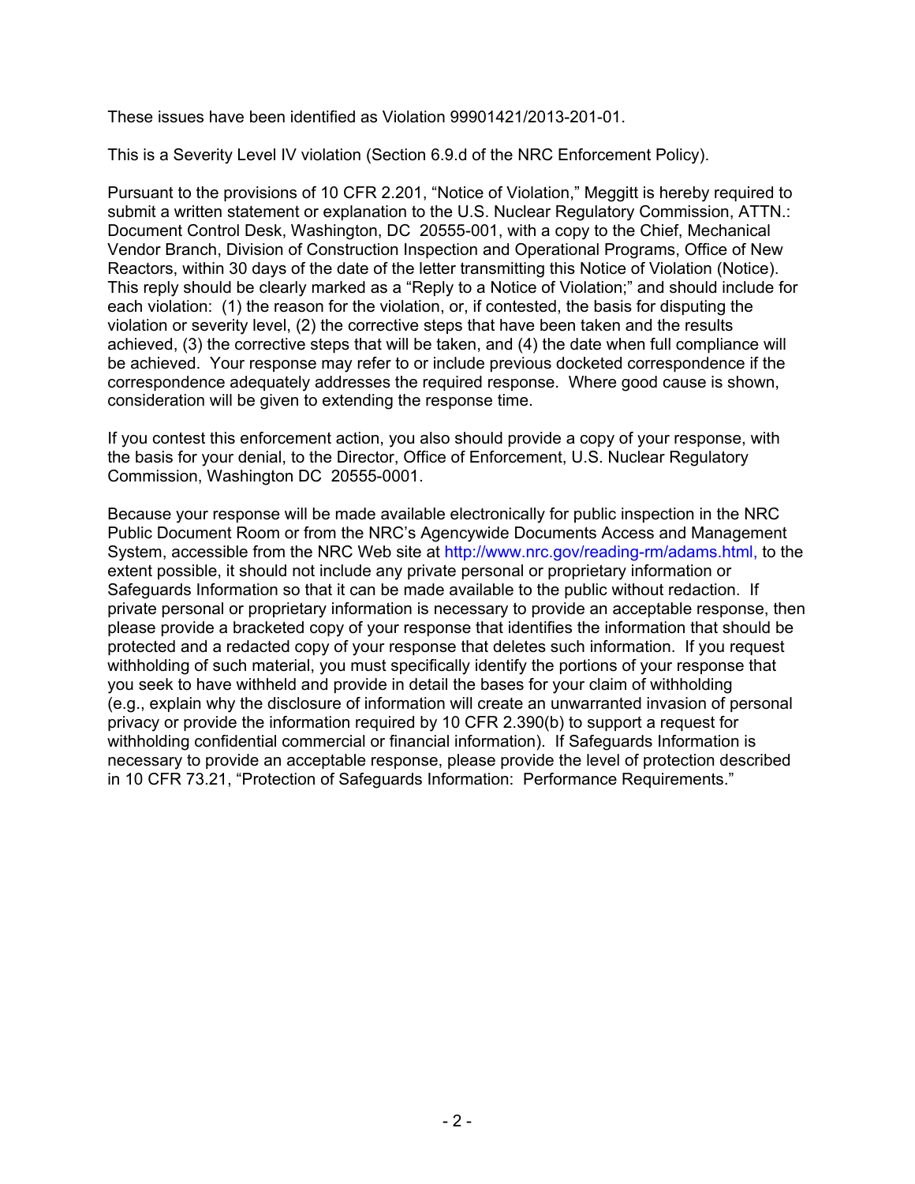These issues have been identified as Violation 99901421/2013-201-01.

This is a Severity Level IV violation (Section 6.9.d of the NRC Enforcement Policy).

Pursuant to the provisions of 10 CFR 2.201, "Notice of Violation," Meggitt is hereby required to submit a written statement or explanation to the U.S. Nuclear Regulatory Commission, ATTN.: Document Control Desk, Washington, DC 20555-001, with a copy to the Chief, Mechanical Vendor Branch, Division of Construction Inspection and Operational Programs, Office of New Reactors, within 30 days of the date of the letter transmitting this Notice of Violation (Notice). This reply should be clearly marked as a "Reply to a Notice of Violation;" and should include for each violation: (1) the reason for the violation, or, if contested, the basis for disputing the violation or severity level, (2) the corrective steps that have been taken and the results achieved, (3) the corrective steps that will be taken, and (4) the date when full compliance will be achieved. Your response may refer to or include previous docketed correspondence if the correspondence adequately addresses the required response. Where good cause is shown, consideration will be given to extending the response time.

If you contest this enforcement action, you also should provide a copy of your response, with the basis for your denial, to the Director, Office of Enforcement, U.S. Nuclear Regulatory Commission, Washington DC 20555-0001.

Because your response will be made available electronically for public inspection in the NRC Public Document Room or from the NRC's Agencywide Documents Access and Management System, accessible from the NRC Web site at http://www.nrc.gov/reading-rm/adams.html, to the extent possible, it should not include any private personal or proprietary information or Safeguards Information so that it can be made available to the public without redaction. If private personal or proprietary information is necessary to provide an acceptable response, then please provide a bracketed copy of your response that identifies the information that should be protected and a redacted copy of your response that deletes such information. If you request withholding of such material, you must specifically identify the portions of your response that you seek to have withheld and provide in detail the bases for your claim of withholding (e.g., explain why the disclosure of information will create an unwarranted invasion of personal privacy or provide the information required by 10 CFR 2.390(b) to support a request for withholding confidential commercial or financial information). If Safeguards Information is necessary to provide an acceptable response, please provide the level of protection described in 10 CFR 73.21, "Protection of Safeguards Information: Performance Requirements."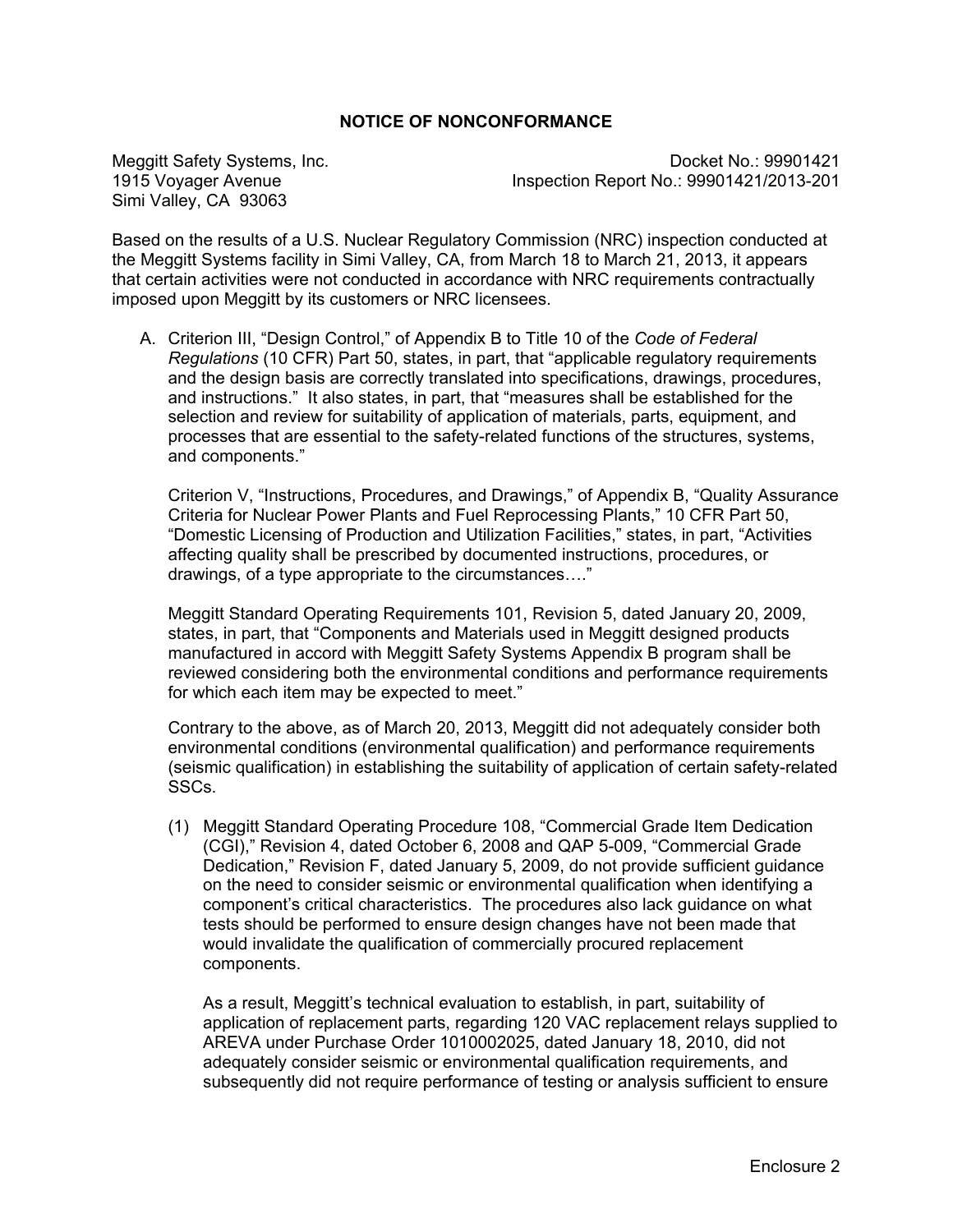## NOTICE OF NONCONFORMANCE

Meggitt Safety Systems, Inc.
1915 Voyager Avenue
Simi Valley, CA 93063

Docket No.: 99901421
Inspection Report No.: 99901421/2013-201

Based on the results of a U.S. Nuclear Regulatory Commission (NRC) inspection conducted at the Meggitt Systems facility in Simi Valley, CA, from March 18 to March 21, 2013, it appears that certain activities were not conducted in accordance with NRC requirements contractually imposed upon Meggitt by its customers or NRC licensees.

A. Criterion III, "Design Control," of Appendix B to Title 10 of the *Code of Federal Regulations* (10 CFR) Part 50, states, in part, that "applicable regulatory requirements and the design basis are correctly translated into specifications, drawings, procedures, and instructions." It also states, in part, that "measures shall be established for the selection and review for suitability of application of materials, parts, equipment, and processes that are essential to the safety-related functions of the structures, systems, and components."

   Criterion V, "Instructions, Procedures, and Drawings," of Appendix B, "Quality Assurance Criteria for Nuclear Power Plants and Fuel Reprocessing Plants," 10 CFR Part 50, "Domestic Licensing of Production and Utilization Facilities," states, in part, "Activities affecting quality shall be prescribed by documented instructions, procedures, or drawings, of a type appropriate to the circumstances…."

   Meggitt Standard Operating Requirements 101, Revision 5, dated January 20, 2009, states, in part, that "Components and Materials used in Meggitt designed products manufactured in accord with Meggitt Safety Systems Appendix B program shall be reviewed considering both the environmental conditions and performance requirements for which each item may be expected to meet."

   Contrary to the above, as of March 20, 2013, Meggitt did not adequately consider both environmental conditions (environmental qualification) and performance requirements (seismic qualification) in establishing the suitability of application of certain safety-related SSCs.

   (1) Meggitt Standard Operating Procedure 108, "Commercial Grade Item Dedication (CGI)," Revision 4, dated October 6, 2008 and QAP 5-009, "Commercial Grade Dedication," Revision F, dated January 5, 2009, do not provide sufficient guidance on the need to consider seismic or environmental qualification when identifying a component's critical characteristics. The procedures also lack guidance on what tests should be performed to ensure design changes have not been made that would invalidate the qualification of commercially procured replacement components.

   As a result, Meggitt's technical evaluation to establish, in part, suitability of application of replacement parts, regarding 120 VAC replacement relays supplied to AREVA under Purchase Order 1010002025, dated January 18, 2010, did not adequately consider seismic or environmental qualification requirements, and subsequently did not require performance of testing or analysis sufficient to ensure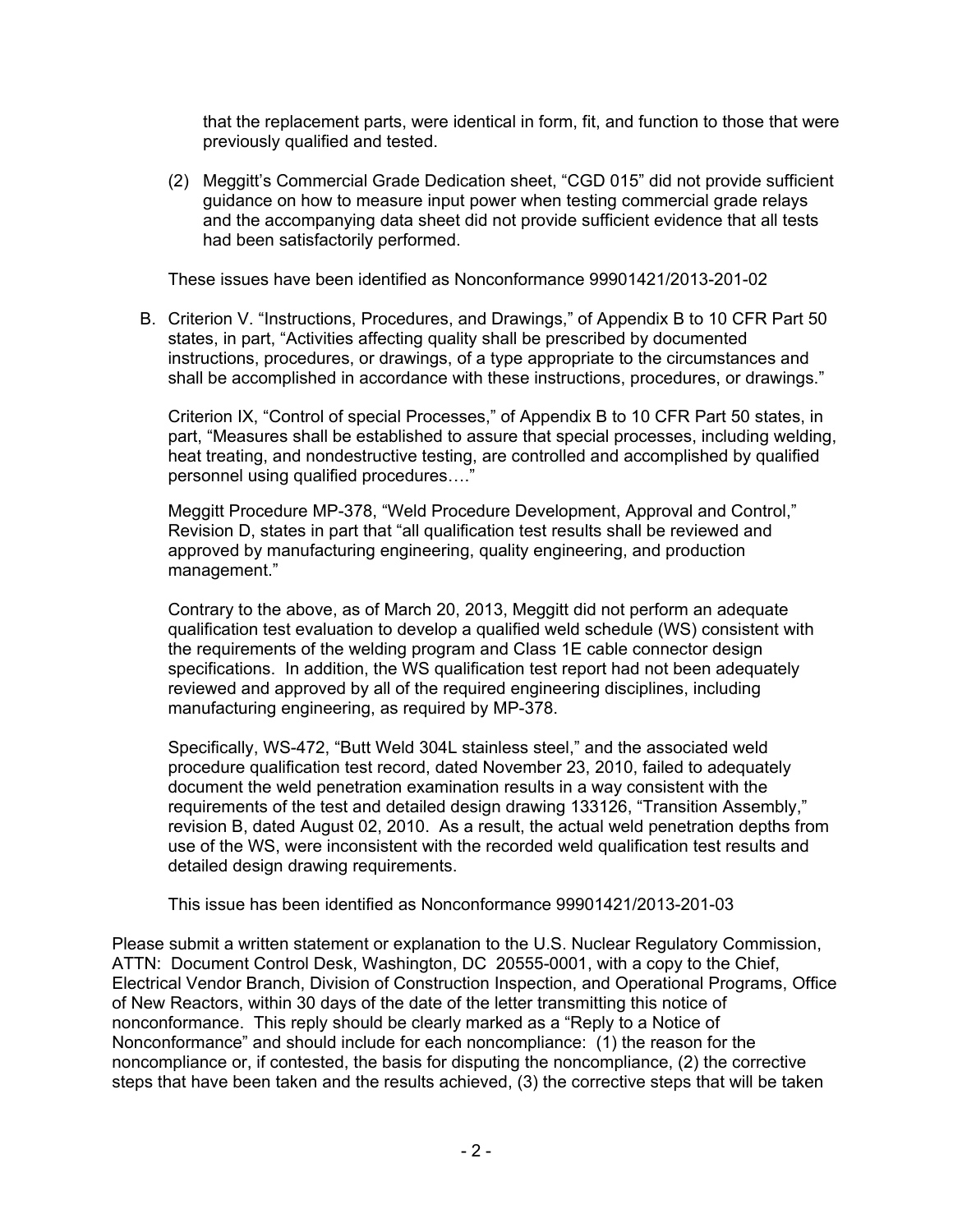that the replacement parts, were identical in form, fit, and function to those that were previously qualified and tested.

(2) Meggitt's Commercial Grade Dedication sheet, "CGD 015" did not provide sufficient guidance on how to measure input power when testing commercial grade relays and the accompanying data sheet did not provide sufficient evidence that all tests had been satisfactorily performed.

These issues have been identified as Nonconformance 99901421/2013-201-02

B. Criterion V. "Instructions, Procedures, and Drawings," of Appendix B to 10 CFR Part 50 states, in part, "Activities affecting quality shall be prescribed by documented instructions, procedures, or drawings, of a type appropriate to the circumstances and shall be accomplished in accordance with these instructions, procedures, or drawings."

Criterion IX, "Control of special Processes," of Appendix B to 10 CFR Part 50 states, in part, "Measures shall be established to assure that special processes, including welding, heat treating, and nondestructive testing, are controlled and accomplished by qualified personnel using qualified procedures…."

Meggitt Procedure MP-378, "Weld Procedure Development, Approval and Control," Revision D, states in part that "all qualification test results shall be reviewed and approved by manufacturing engineering, quality engineering, and production management."

Contrary to the above, as of March 20, 2013, Meggitt did not perform an adequate qualification test evaluation to develop a qualified weld schedule (WS) consistent with the requirements of the welding program and Class 1E cable connector design specifications. In addition, the WS qualification test report had not been adequately reviewed and approved by all of the required engineering disciplines, including manufacturing engineering, as required by MP-378.

Specifically, WS-472, "Butt Weld 304L stainless steel," and the associated weld procedure qualification test record, dated November 23, 2010, failed to adequately document the weld penetration examination results in a way consistent with the requirements of the test and detailed design drawing 133126, "Transition Assembly," revision B, dated August 02, 2010. As a result, the actual weld penetration depths from use of the WS, were inconsistent with the recorded weld qualification test results and detailed design drawing requirements.

This issue has been identified as Nonconformance 99901421/2013-201-03

Please submit a written statement or explanation to the U.S. Nuclear Regulatory Commission, ATTN: Document Control Desk, Washington, DC 20555-0001, with a copy to the Chief, Electrical Vendor Branch, Division of Construction Inspection, and Operational Programs, Office of New Reactors, within 30 days of the date of the letter transmitting this notice of nonconformance. This reply should be clearly marked as a "Reply to a Notice of Nonconformance" and should include for each noncompliance: (1) the reason for the noncompliance or, if contested, the basis for disputing the noncompliance, (2) the corrective steps that have been taken and the results achieved, (3) the corrective steps that will be taken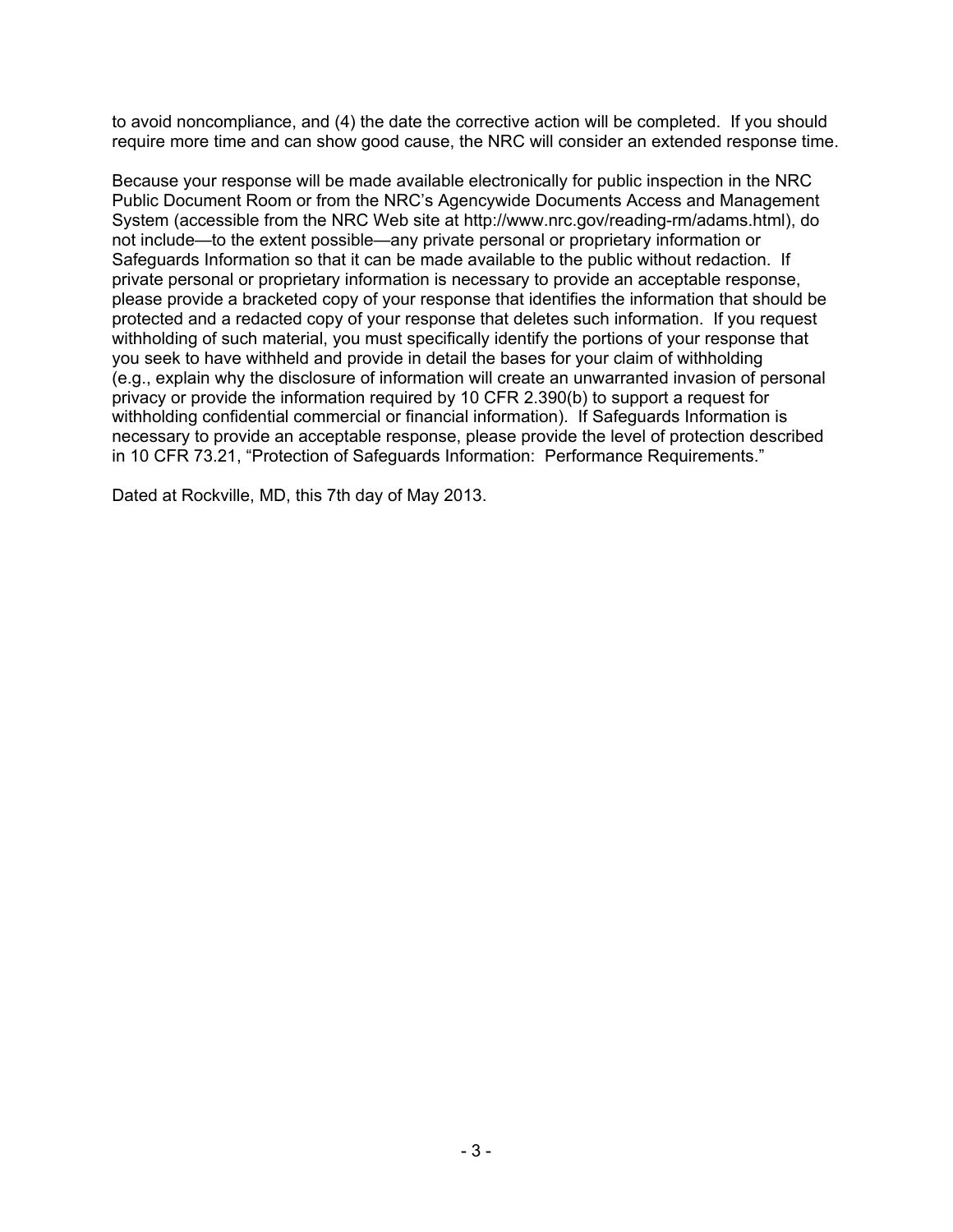to avoid noncompliance, and (4) the date the corrective action will be completed. If you should require more time and can show good cause, the NRC will consider an extended response time.

Because your response will be made available electronically for public inspection in the NRC Public Document Room or from the NRC's Agencywide Documents Access and Management System (accessible from the NRC Web site at http://www.nrc.gov/reading-rm/adams.html), do not include—to the extent possible—any private personal or proprietary information or Safeguards Information so that it can be made available to the public without redaction. If private personal or proprietary information is necessary to provide an acceptable response, please provide a bracketed copy of your response that identifies the information that should be protected and a redacted copy of your response that deletes such information. If you request withholding of such material, you must specifically identify the portions of your response that you seek to have withheld and provide in detail the bases for your claim of withholding (e.g., explain why the disclosure of information will create an unwarranted invasion of personal privacy or provide the information required by 10 CFR 2.390(b) to support a request for withholding confidential commercial or financial information). If Safeguards Information is necessary to provide an acceptable response, please provide the level of protection described in 10 CFR 73.21, "Protection of Safeguards Information: Performance Requirements."

Dated at Rockville, MD, this 7th day of May 2013.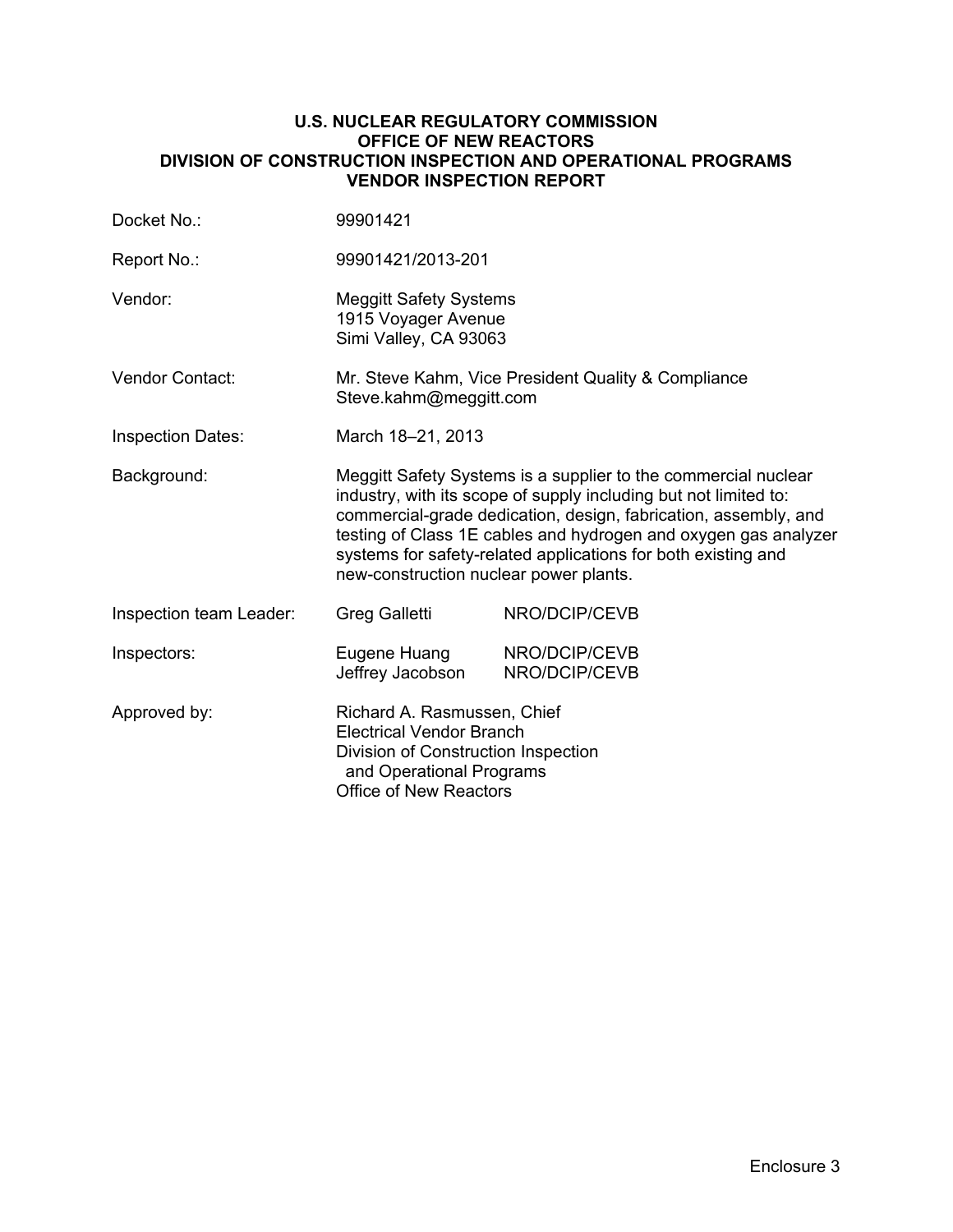**U.S. NUCLEAR REGULATORY COMMISSION**
**OFFICE OF NEW REACTORS**
**DIVISION OF CONSTRUCTION INSPECTION AND OPERATIONAL PROGRAMS**
**VENDOR INSPECTION REPORT**

| | | |
|---|---|---|
| Docket No.: | 99901421 | |
| Report No.: | 99901421/2013-201 | |
| Vendor: | Meggitt Safety Systems<br>1915 Voyager Avenue<br>Simi Valley, CA 93063 | |
| Vendor Contact: | Mr. Steve Kahm, Vice President Quality & Compliance<br>Steve.kahm@meggitt.com | |
| Inspection Dates: | March 18–21, 2013 | |
| Background: | Meggitt Safety Systems is a supplier to the commercial nuclear industry, with its scope of supply including but not limited to: commercial-grade dedication, design, fabrication, assembly, and testing of Class 1E cables and hydrogen and oxygen gas analyzer systems for safety-related applications for both existing and new-construction nuclear power plants. | |
| Inspection team Leader: | Greg Galletti | NRO/DCIP/CEVB |
| Inspectors: | Eugene Huang<br>Jeffrey Jacobson | NRO/DCIP/CEVB<br>NRO/DCIP/CEVB |
| Approved by: | Richard A. Rasmussen, Chief<br>Electrical Vendor Branch<br>Division of Construction Inspection and Operational Programs<br>Office of New Reactors | |

Enclosure 3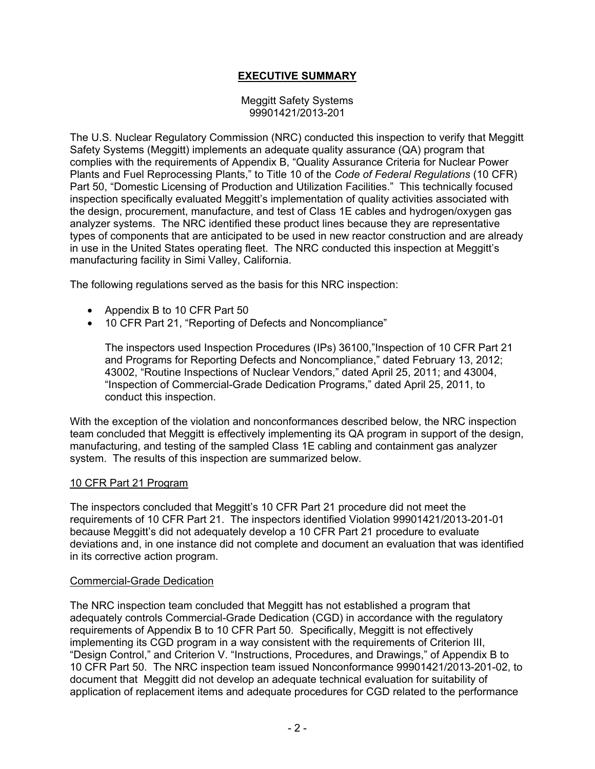# EXECUTIVE SUMMARY

Meggitt Safety Systems
99901421/2013-201

The U.S. Nuclear Regulatory Commission (NRC) conducted this inspection to verify that Meggitt Safety Systems (Meggitt) implements an adequate quality assurance (QA) program that complies with the requirements of Appendix B, "Quality Assurance Criteria for Nuclear Power Plants and Fuel Reprocessing Plants," to Title 10 of the *Code of Federal Regulations* (10 CFR) Part 50, "Domestic Licensing of Production and Utilization Facilities." This technically focused inspection specifically evaluated Meggitt's implementation of quality activities associated with the design, procurement, manufacture, and test of Class 1E cables and hydrogen/oxygen gas analyzer systems. The NRC identified these product lines because they are representative types of components that are anticipated to be used in new reactor construction and are already in use in the United States operating fleet. The NRC conducted this inspection at Meggitt's manufacturing facility in Simi Valley, California.

The following regulations served as the basis for this NRC inspection:

- Appendix B to 10 CFR Part 50
- 10 CFR Part 21, "Reporting of Defects and Noncompliance"

  The inspectors used Inspection Procedures (IPs) 36100,"Inspection of 10 CFR Part 21 and Programs for Reporting Defects and Noncompliance," dated February 13, 2012; 43002, "Routine Inspections of Nuclear Vendors," dated April 25, 2011; and 43004, "Inspection of Commercial-Grade Dedication Programs," dated April 25, 2011, to conduct this inspection.

With the exception of the violation and nonconformances described below, the NRC inspection team concluded that Meggitt is effectively implementing its QA program in support of the design, manufacturing, and testing of the sampled Class 1E cabling and containment gas analyzer system. The results of this inspection are summarized below.

## 10 CFR Part 21 Program

The inspectors concluded that Meggitt's 10 CFR Part 21 procedure did not meet the requirements of 10 CFR Part 21. The inspectors identified Violation 99901421/2013-201-01 because Meggitt's did not adequately develop a 10 CFR Part 21 procedure to evaluate deviations and, in one instance did not complete and document an evaluation that was identified in its corrective action program.

## Commercial-Grade Dedication

The NRC inspection team concluded that Meggitt has not established a program that adequately controls Commercial-Grade Dedication (CGD) in accordance with the regulatory requirements of Appendix B to 10 CFR Part 50. Specifically, Meggitt is not effectively implementing its CGD program in a way consistent with the requirements of Criterion III, "Design Control," and Criterion V. "Instructions, Procedures, and Drawings," of Appendix B to 10 CFR Part 50. The NRC inspection team issued Nonconformance 99901421/2013-201-02, to document that Meggitt did not develop an adequate technical evaluation for suitability of application of replacement items and adequate procedures for CGD related to the performance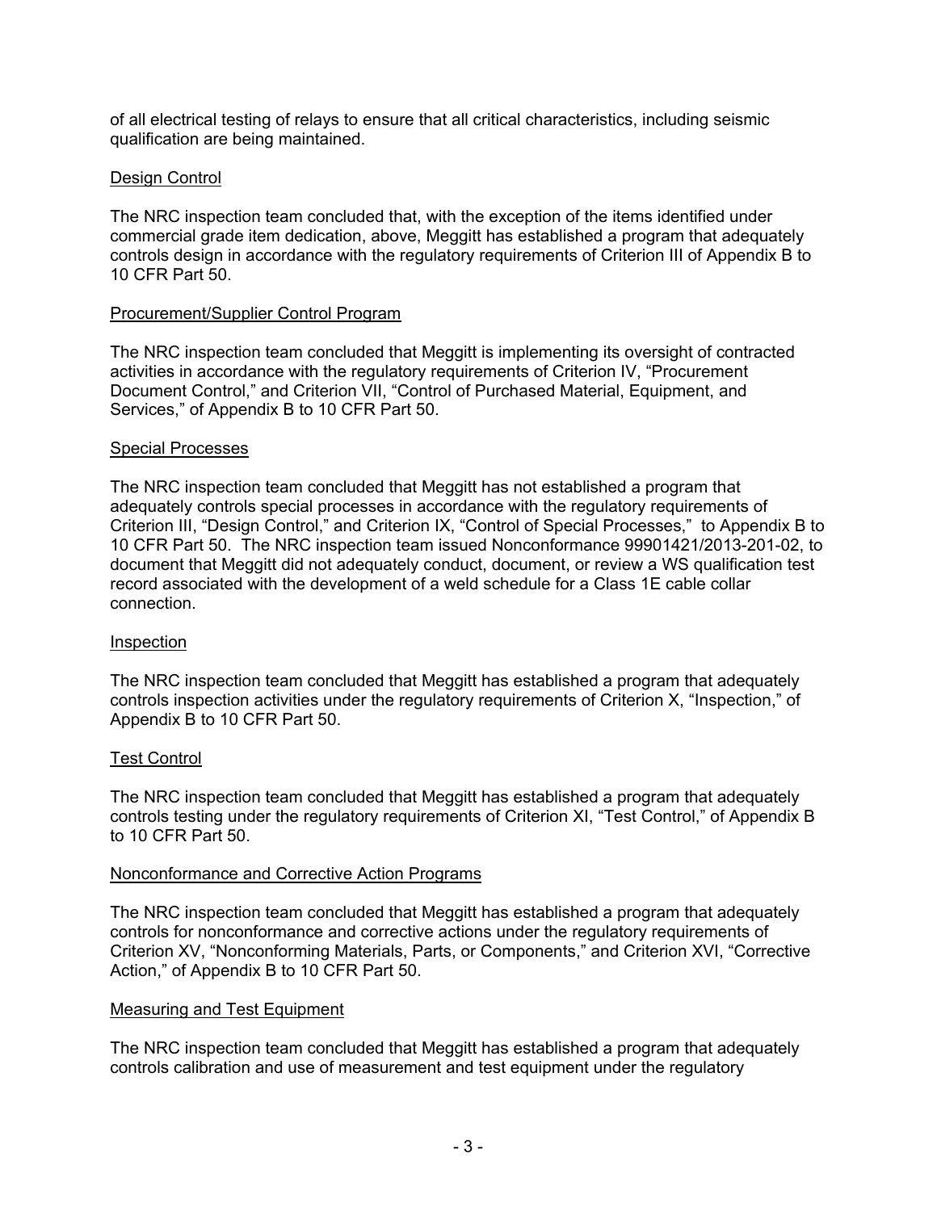of all electrical testing of relays to ensure that all critical characteristics, including seismic qualification are being maintained.

Design Control

The NRC inspection team concluded that, with the exception of the items identified under commercial grade item dedication, above, Meggitt has established a program that adequately controls design in accordance with the regulatory requirements of Criterion III of Appendix B to 10 CFR Part 50.

Procurement/Supplier Control Program

The NRC inspection team concluded that Meggitt is implementing its oversight of contracted activities in accordance with the regulatory requirements of Criterion IV, "Procurement Document Control," and Criterion VII, "Control of Purchased Material, Equipment, and Services," of Appendix B to 10 CFR Part 50.

Special Processes

The NRC inspection team concluded that Meggitt has not established a program that adequately controls special processes in accordance with the regulatory requirements of Criterion III, "Design Control," and Criterion IX, "Control of Special Processes," to Appendix B to 10 CFR Part 50. The NRC inspection team issued Nonconformance 99901421/2013-201-02, to document that Meggitt did not adequately conduct, document, or review a WS qualification test record associated with the development of a weld schedule for a Class 1E cable collar connection.

Inspection

The NRC inspection team concluded that Meggitt has established a program that adequately controls inspection activities under the regulatory requirements of Criterion X, "Inspection," of Appendix B to 10 CFR Part 50.

Test Control

The NRC inspection team concluded that Meggitt has established a program that adequately controls testing under the regulatory requirements of Criterion XI, "Test Control," of Appendix B to 10 CFR Part 50.

Nonconformance and Corrective Action Programs

The NRC inspection team concluded that Meggitt has established a program that adequately controls for nonconformance and corrective actions under the regulatory requirements of Criterion XV, "Nonconforming Materials, Parts, or Components," and Criterion XVI, "Corrective Action," of Appendix B to 10 CFR Part 50.

Measuring and Test Equipment

The NRC inspection team concluded that Meggitt has established a program that adequately controls calibration and use of measurement and test equipment under the regulatory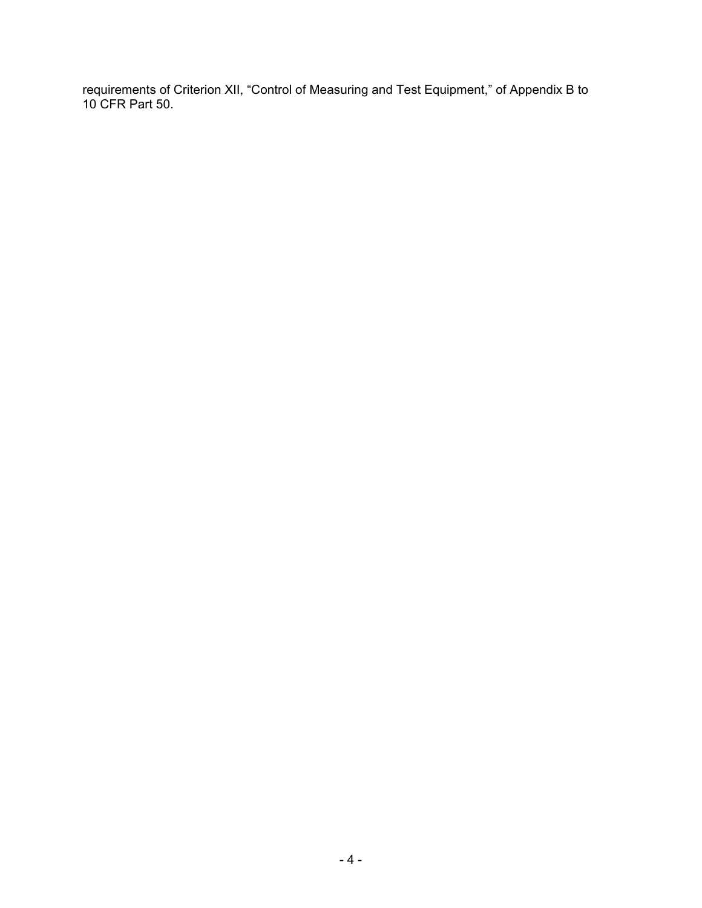requirements of Criterion XII, “Control of Measuring and Test Equipment,” of Appendix B to 10 CFR Part 50.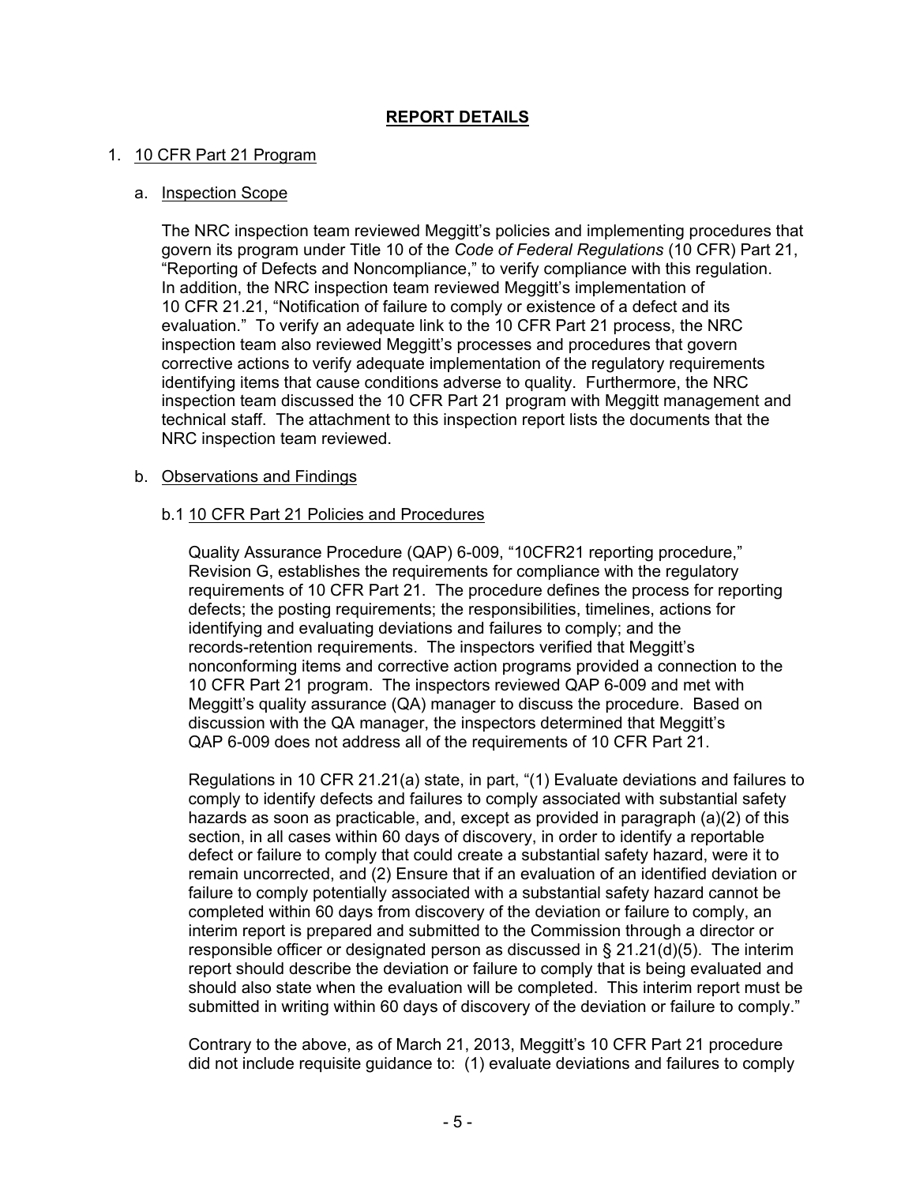# REPORT DETAILS

1. 10 CFR Part 21 Program

   a. Inspection Scope

   The NRC inspection team reviewed Meggitt's policies and implementing procedures that govern its program under Title 10 of the *Code of Federal Regulations* (10 CFR) Part 21, "Reporting of Defects and Noncompliance," to verify compliance with this regulation. In addition, the NRC inspection team reviewed Meggitt's implementation of 10 CFR 21.21, "Notification of failure to comply or existence of a defect and its evaluation." To verify an adequate link to the 10 CFR Part 21 process, the NRC inspection team also reviewed Meggitt's processes and procedures that govern corrective actions to verify adequate implementation of the regulatory requirements identifying items that cause conditions adverse to quality. Furthermore, the NRC inspection team discussed the 10 CFR Part 21 program with Meggitt management and technical staff. The attachment to this inspection report lists the documents that the NRC inspection team reviewed.

   b. Observations and Findings

   b.1 10 CFR Part 21 Policies and Procedures

   Quality Assurance Procedure (QAP) 6-009, "10CFR21 reporting procedure," Revision G, establishes the requirements for compliance with the regulatory requirements of 10 CFR Part 21. The procedure defines the process for reporting defects; the posting requirements; the responsibilities, timelines, actions for identifying and evaluating deviations and failures to comply; and the records-retention requirements. The inspectors verified that Meggitt's nonconforming items and corrective action programs provided a connection to the 10 CFR Part 21 program. The inspectors reviewed QAP 6-009 and met with Meggitt's quality assurance (QA) manager to discuss the procedure. Based on discussion with the QA manager, the inspectors determined that Meggitt's QAP 6-009 does not address all of the requirements of 10 CFR Part 21.

   Regulations in 10 CFR 21.21(a) state, in part, "(1) Evaluate deviations and failures to comply to identify defects and failures to comply associated with substantial safety hazards as soon as practicable, and, except as provided in paragraph (a)(2) of this section, in all cases within 60 days of discovery, in order to identify a reportable defect or failure to comply that could create a substantial safety hazard, were it to remain uncorrected, and (2) Ensure that if an evaluation of an identified deviation or failure to comply potentially associated with a substantial safety hazard cannot be completed within 60 days from discovery of the deviation or failure to comply, an interim report is prepared and submitted to the Commission through a director or responsible officer or designated person as discussed in § 21.21(d)(5). The interim report should describe the deviation or failure to comply that is being evaluated and should also state when the evaluation will be completed. This interim report must be submitted in writing within 60 days of discovery of the deviation or failure to comply."

   Contrary to the above, as of March 21, 2013, Meggitt's 10 CFR Part 21 procedure did not include requisite guidance to: (1) evaluate deviations and failures to comply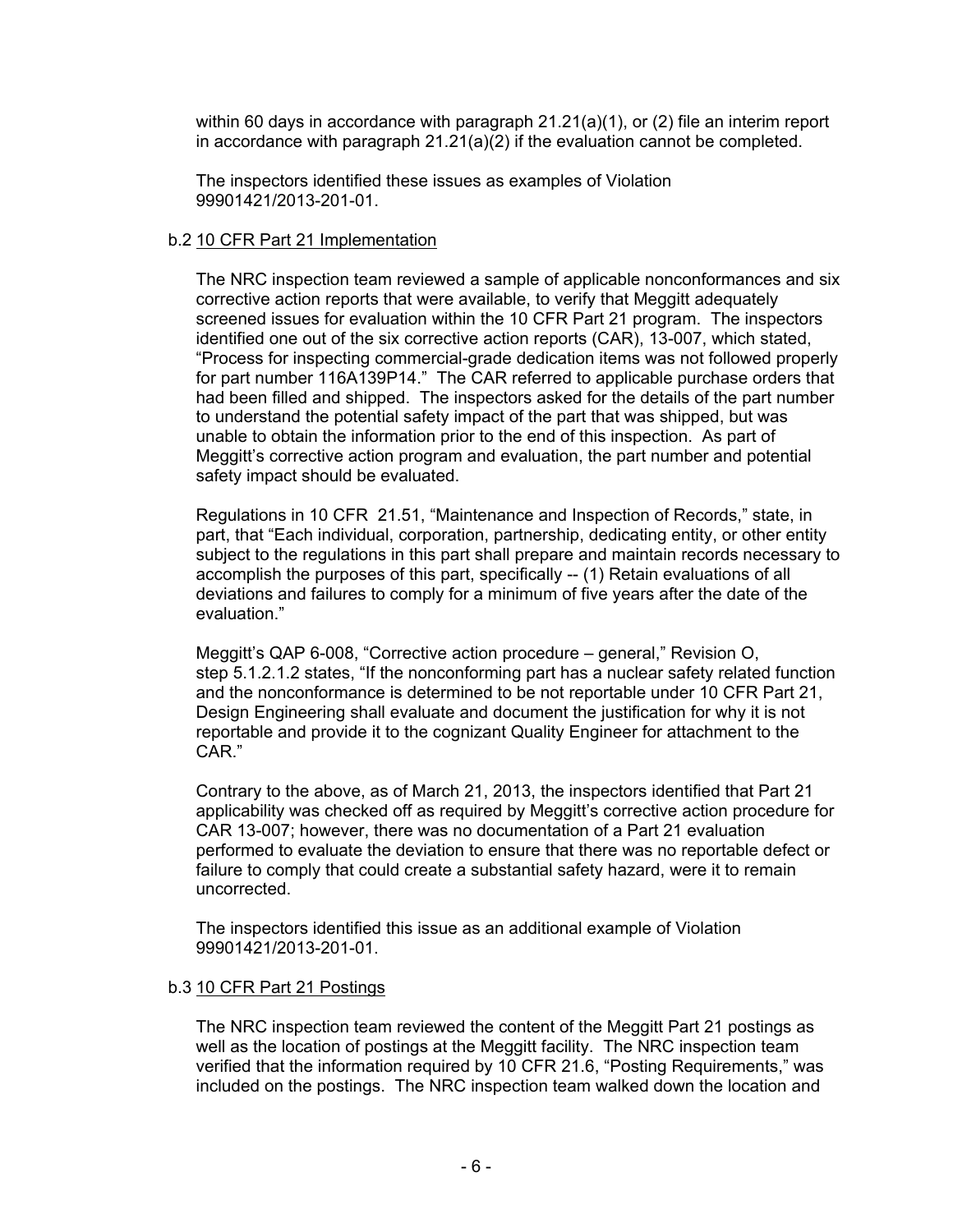within 60 days in accordance with paragraph 21.21(a)(1), or (2) file an interim report in accordance with paragraph 21.21(a)(2) if the evaluation cannot be completed.

The inspectors identified these issues as examples of Violation 99901421/2013-201-01.

b.2 <u>10 CFR Part 21 Implementation</u>

The NRC inspection team reviewed a sample of applicable nonconformances and six corrective action reports that were available, to verify that Meggitt adequately screened issues for evaluation within the 10 CFR Part 21 program. The inspectors identified one out of the six corrective action reports (CAR), 13-007, which stated, "Process for inspecting commercial-grade dedication items was not followed properly for part number 116A139P14." The CAR referred to applicable purchase orders that had been filled and shipped. The inspectors asked for the details of the part number to understand the potential safety impact of the part that was shipped, but was unable to obtain the information prior to the end of this inspection. As part of Meggitt's corrective action program and evaluation, the part number and potential safety impact should be evaluated.

Regulations in 10 CFR 21.51, "Maintenance and Inspection of Records," state, in part, that "Each individual, corporation, partnership, dedicating entity, or other entity subject to the regulations in this part shall prepare and maintain records necessary to accomplish the purposes of this part, specifically -- (1) Retain evaluations of all deviations and failures to comply for a minimum of five years after the date of the evaluation."

Meggitt's QAP 6-008, "Corrective action procedure – general," Revision O, step 5.1.2.1.2 states, "If the nonconforming part has a nuclear safety related function and the nonconformance is determined to be not reportable under 10 CFR Part 21, Design Engineering shall evaluate and document the justification for why it is not reportable and provide it to the cognizant Quality Engineer for attachment to the CAR."

Contrary to the above, as of March 21, 2013, the inspectors identified that Part 21 applicability was checked off as required by Meggitt's corrective action procedure for CAR 13-007; however, there was no documentation of a Part 21 evaluation performed to evaluate the deviation to ensure that there was no reportable defect or failure to comply that could create a substantial safety hazard, were it to remain uncorrected.

The inspectors identified this issue as an additional example of Violation 99901421/2013-201-01.

b.3 <u>10 CFR Part 21 Postings</u>

The NRC inspection team reviewed the content of the Meggitt Part 21 postings as well as the location of postings at the Meggitt facility. The NRC inspection team verified that the information required by 10 CFR 21.6, "Posting Requirements," was included on the postings. The NRC inspection team walked down the location and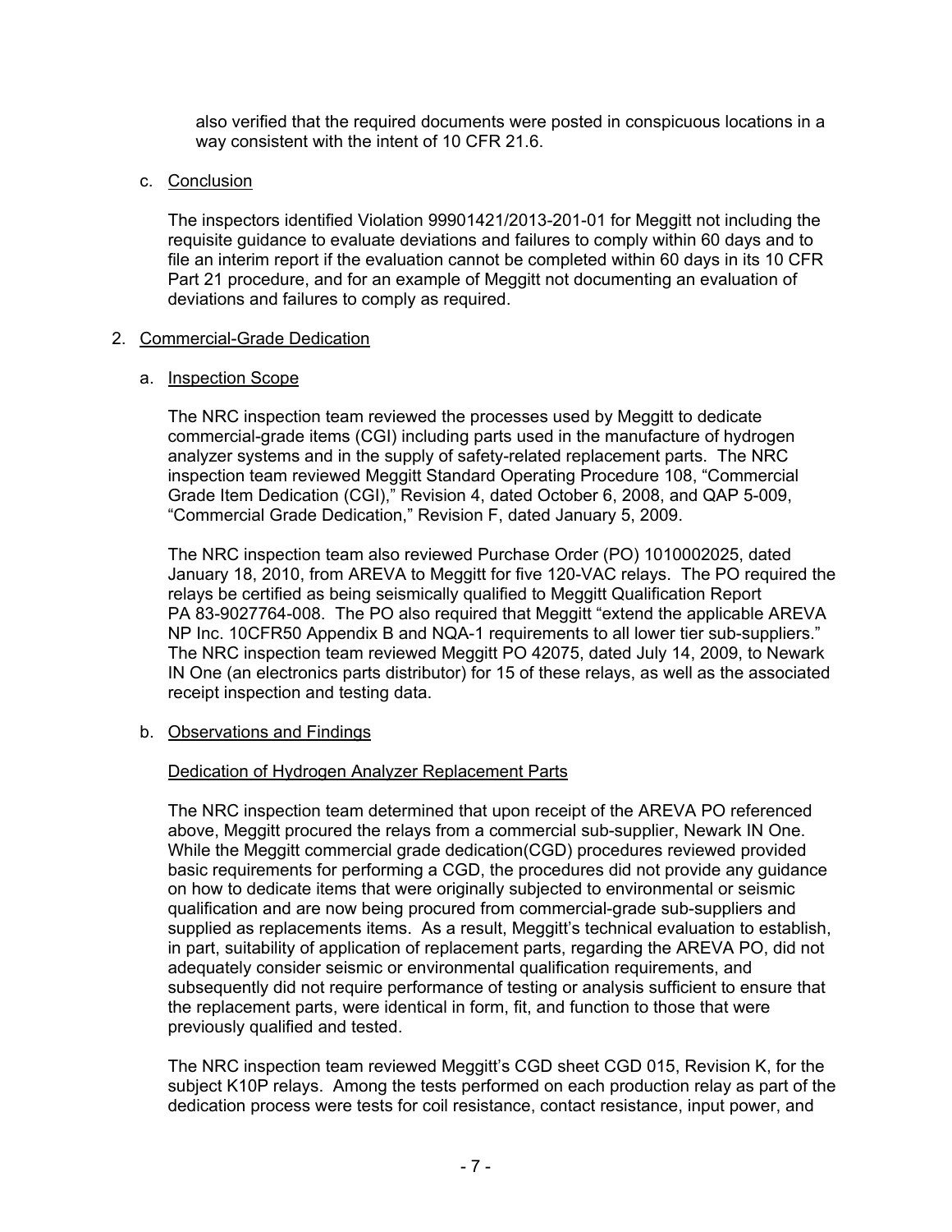also verified that the required documents were posted in conspicuous locations in a way consistent with the intent of 10 CFR 21.6.

c. Conclusion

The inspectors identified Violation 99901421/2013-201-01 for Meggitt not including the requisite guidance to evaluate deviations and failures to comply within 60 days and to file an interim report if the evaluation cannot be completed within 60 days in its 10 CFR Part 21 procedure, and for an example of Meggitt not documenting an evaluation of deviations and failures to comply as required.

2. Commercial-Grade Dedication

a. Inspection Scope

The NRC inspection team reviewed the processes used by Meggitt to dedicate commercial-grade items (CGI) including parts used in the manufacture of hydrogen analyzer systems and in the supply of safety-related replacement parts. The NRC inspection team reviewed Meggitt Standard Operating Procedure 108, "Commercial Grade Item Dedication (CGI)," Revision 4, dated October 6, 2008, and QAP 5-009, "Commercial Grade Dedication," Revision F, dated January 5, 2009.

The NRC inspection team also reviewed Purchase Order (PO) 1010002025, dated January 18, 2010, from AREVA to Meggitt for five 120-VAC relays. The PO required the relays be certified as being seismically qualified to Meggitt Qualification Report PA 83-9027764-008. The PO also required that Meggitt "extend the applicable AREVA NP Inc. 10CFR50 Appendix B and NQA-1 requirements to all lower tier sub-suppliers." The NRC inspection team reviewed Meggitt PO 42075, dated July 14, 2009, to Newark IN One (an electronics parts distributor) for 15 of these relays, as well as the associated receipt inspection and testing data.

b. Observations and Findings

Dedication of Hydrogen Analyzer Replacement Parts

The NRC inspection team determined that upon receipt of the AREVA PO referenced above, Meggitt procured the relays from a commercial sub-supplier, Newark IN One. While the Meggitt commercial grade dedication(CGD) procedures reviewed provided basic requirements for performing a CGD, the procedures did not provide any guidance on how to dedicate items that were originally subjected to environmental or seismic qualification and are now being procured from commercial-grade sub-suppliers and supplied as replacements items. As a result, Meggitt's technical evaluation to establish, in part, suitability of application of replacement parts, regarding the AREVA PO, did not adequately consider seismic or environmental qualification requirements, and subsequently did not require performance of testing or analysis sufficient to ensure that the replacement parts, were identical in form, fit, and function to those that were previously qualified and tested.

The NRC inspection team reviewed Meggitt's CGD sheet CGD 015, Revision K, for the subject K10P relays. Among the tests performed on each production relay as part of the dedication process were tests for coil resistance, contact resistance, input power, and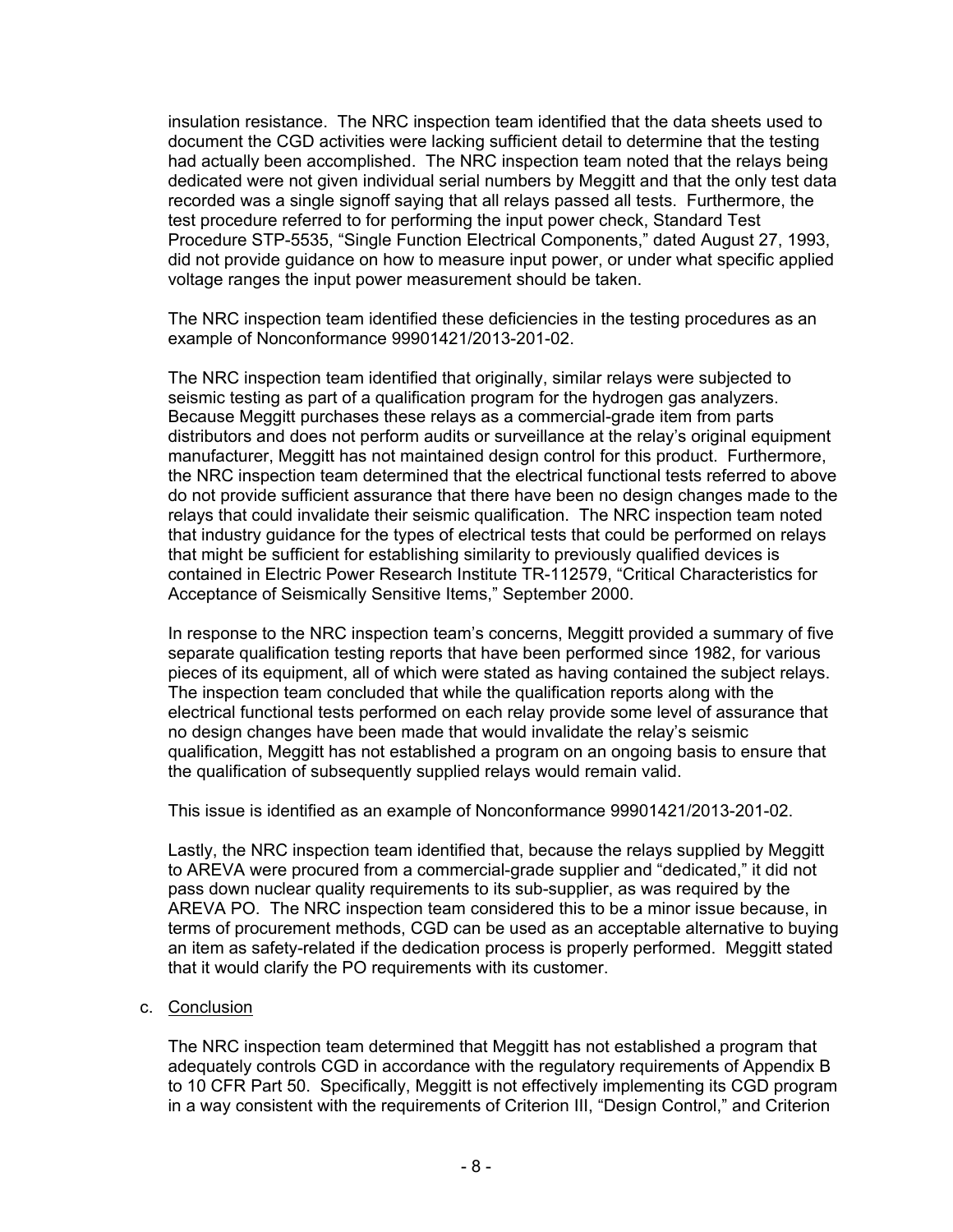insulation resistance. The NRC inspection team identified that the data sheets used to document the CGD activities were lacking sufficient detail to determine that the testing had actually been accomplished. The NRC inspection team noted that the relays being dedicated were not given individual serial numbers by Meggitt and that the only test data recorded was a single signoff saying that all relays passed all tests. Furthermore, the test procedure referred to for performing the input power check, Standard Test Procedure STP-5535, "Single Function Electrical Components," dated August 27, 1993, did not provide guidance on how to measure input power, or under what specific applied voltage ranges the input power measurement should be taken.

The NRC inspection team identified these deficiencies in the testing procedures as an example of Nonconformance 99901421/2013-201-02.

The NRC inspection team identified that originally, similar relays were subjected to seismic testing as part of a qualification program for the hydrogen gas analyzers. Because Meggitt purchases these relays as a commercial-grade item from parts distributors and does not perform audits or surveillance at the relay's original equipment manufacturer, Meggitt has not maintained design control for this product. Furthermore, the NRC inspection team determined that the electrical functional tests referred to above do not provide sufficient assurance that there have been no design changes made to the relays that could invalidate their seismic qualification. The NRC inspection team noted that industry guidance for the types of electrical tests that could be performed on relays that might be sufficient for establishing similarity to previously qualified devices is contained in Electric Power Research Institute TR-112579, "Critical Characteristics for Acceptance of Seismically Sensitive Items," September 2000.

In response to the NRC inspection team's concerns, Meggitt provided a summary of five separate qualification testing reports that have been performed since 1982, for various pieces of its equipment, all of which were stated as having contained the subject relays. The inspection team concluded that while the qualification reports along with the electrical functional tests performed on each relay provide some level of assurance that no design changes have been made that would invalidate the relay's seismic qualification, Meggitt has not established a program on an ongoing basis to ensure that the qualification of subsequently supplied relays would remain valid.

This issue is identified as an example of Nonconformance 99901421/2013-201-02.

Lastly, the NRC inspection team identified that, because the relays supplied by Meggitt to AREVA were procured from a commercial-grade supplier and "dedicated," it did not pass down nuclear quality requirements to its sub-supplier, as was required by the AREVA PO. The NRC inspection team considered this to be a minor issue because, in terms of procurement methods, CGD can be used as an acceptable alternative to buying an item as safety-related if the dedication process is properly performed. Meggitt stated that it would clarify the PO requirements with its customer.

c. Conclusion

The NRC inspection team determined that Meggitt has not established a program that adequately controls CGD in accordance with the regulatory requirements of Appendix B to 10 CFR Part 50. Specifically, Meggitt is not effectively implementing its CGD program in a way consistent with the requirements of Criterion III, "Design Control," and Criterion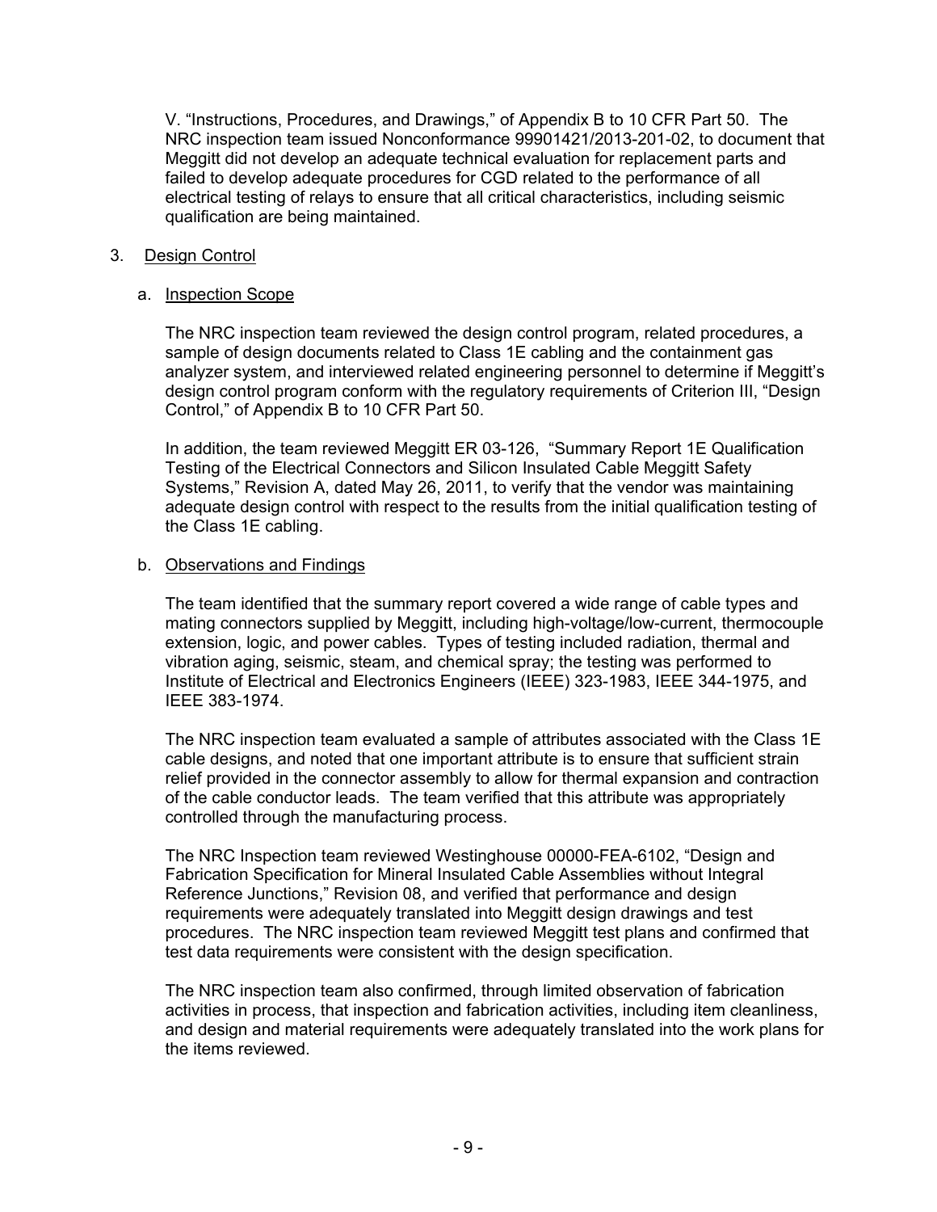V. "Instructions, Procedures, and Drawings," of Appendix B to 10 CFR Part 50. The NRC inspection team issued Nonconformance 99901421/2013-201-02, to document that Meggitt did not develop an adequate technical evaluation for replacement parts and failed to develop adequate procedures for CGD related to the performance of all electrical testing of relays to ensure that all critical characteristics, including seismic qualification are being maintained.

3. Design Control

   a. Inspection Scope

   The NRC inspection team reviewed the design control program, related procedures, a sample of design documents related to Class 1E cabling and the containment gas analyzer system, and interviewed related engineering personnel to determine if Meggitt's design control program conform with the regulatory requirements of Criterion III, "Design Control," of Appendix B to 10 CFR Part 50.

   In addition, the team reviewed Meggitt ER 03-126, "Summary Report 1E Qualification Testing of the Electrical Connectors and Silicon Insulated Cable Meggitt Safety Systems," Revision A, dated May 26, 2011, to verify that the vendor was maintaining adequate design control with respect to the results from the initial qualification testing of the Class 1E cabling.

   b. Observations and Findings

   The team identified that the summary report covered a wide range of cable types and mating connectors supplied by Meggitt, including high-voltage/low-current, thermocouple extension, logic, and power cables. Types of testing included radiation, thermal and vibration aging, seismic, steam, and chemical spray; the testing was performed to Institute of Electrical and Electronics Engineers (IEEE) 323-1983, IEEE 344-1975, and IEEE 383-1974.

   The NRC inspection team evaluated a sample of attributes associated with the Class 1E cable designs, and noted that one important attribute is to ensure that sufficient strain relief provided in the connector assembly to allow for thermal expansion and contraction of the cable conductor leads. The team verified that this attribute was appropriately controlled through the manufacturing process.

   The NRC Inspection team reviewed Westinghouse 00000-FEA-6102, "Design and Fabrication Specification for Mineral Insulated Cable Assemblies without Integral Reference Junctions," Revision 08, and verified that performance and design requirements were adequately translated into Meggitt design drawings and test procedures. The NRC inspection team reviewed Meggitt test plans and confirmed that test data requirements were consistent with the design specification.

   The NRC inspection team also confirmed, through limited observation of fabrication activities in process, that inspection and fabrication activities, including item cleanliness, and design and material requirements were adequately translated into the work plans for the items reviewed.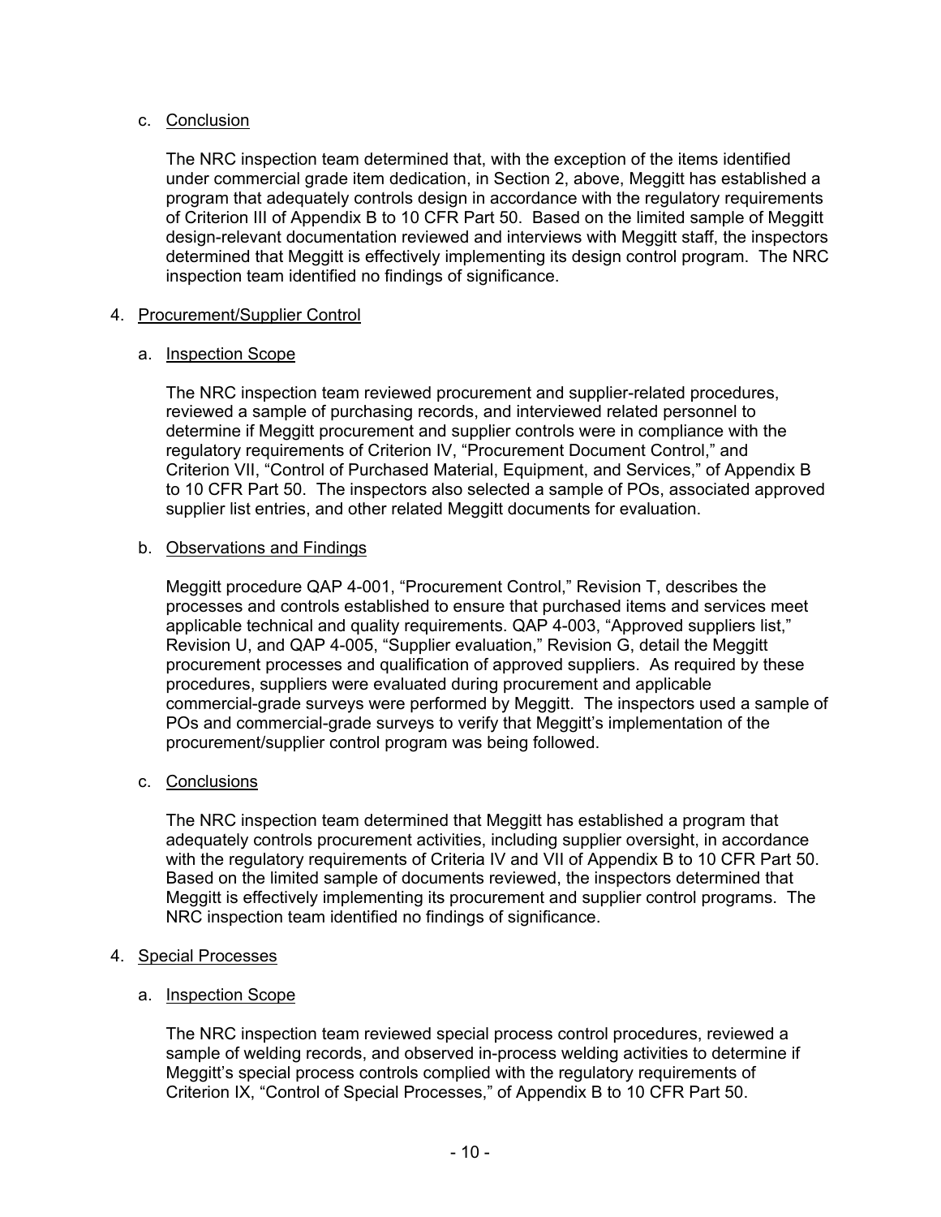c. Conclusion

The NRC inspection team determined that, with the exception of the items identified under commercial grade item dedication, in Section 2, above, Meggitt has established a program that adequately controls design in accordance with the regulatory requirements of Criterion III of Appendix B to 10 CFR Part 50. Based on the limited sample of Meggitt design-relevant documentation reviewed and interviews with Meggitt staff, the inspectors determined that Meggitt is effectively implementing its design control program. The NRC inspection team identified no findings of significance.

4. Procurement/Supplier Control

a. Inspection Scope

The NRC inspection team reviewed procurement and supplier-related procedures, reviewed a sample of purchasing records, and interviewed related personnel to determine if Meggitt procurement and supplier controls were in compliance with the regulatory requirements of Criterion IV, "Procurement Document Control," and Criterion VII, "Control of Purchased Material, Equipment, and Services," of Appendix B to 10 CFR Part 50. The inspectors also selected a sample of POs, associated approved supplier list entries, and other related Meggitt documents for evaluation.

b. Observations and Findings

Meggitt procedure QAP 4-001, "Procurement Control," Revision T, describes the processes and controls established to ensure that purchased items and services meet applicable technical and quality requirements. QAP 4-003, "Approved suppliers list," Revision U, and QAP 4-005, "Supplier evaluation," Revision G, detail the Meggitt procurement processes and qualification of approved suppliers. As required by these procedures, suppliers were evaluated during procurement and applicable commercial-grade surveys were performed by Meggitt. The inspectors used a sample of POs and commercial-grade surveys to verify that Meggitt's implementation of the procurement/supplier control program was being followed.

c. Conclusions

The NRC inspection team determined that Meggitt has established a program that adequately controls procurement activities, including supplier oversight, in accordance with the regulatory requirements of Criteria IV and VII of Appendix B to 10 CFR Part 50. Based on the limited sample of documents reviewed, the inspectors determined that Meggitt is effectively implementing its procurement and supplier control programs. The NRC inspection team identified no findings of significance.

4. Special Processes

a. Inspection Scope

The NRC inspection team reviewed special process control procedures, reviewed a sample of welding records, and observed in-process welding activities to determine if Meggitt's special process controls complied with the regulatory requirements of Criterion IX, "Control of Special Processes," of Appendix B to 10 CFR Part 50.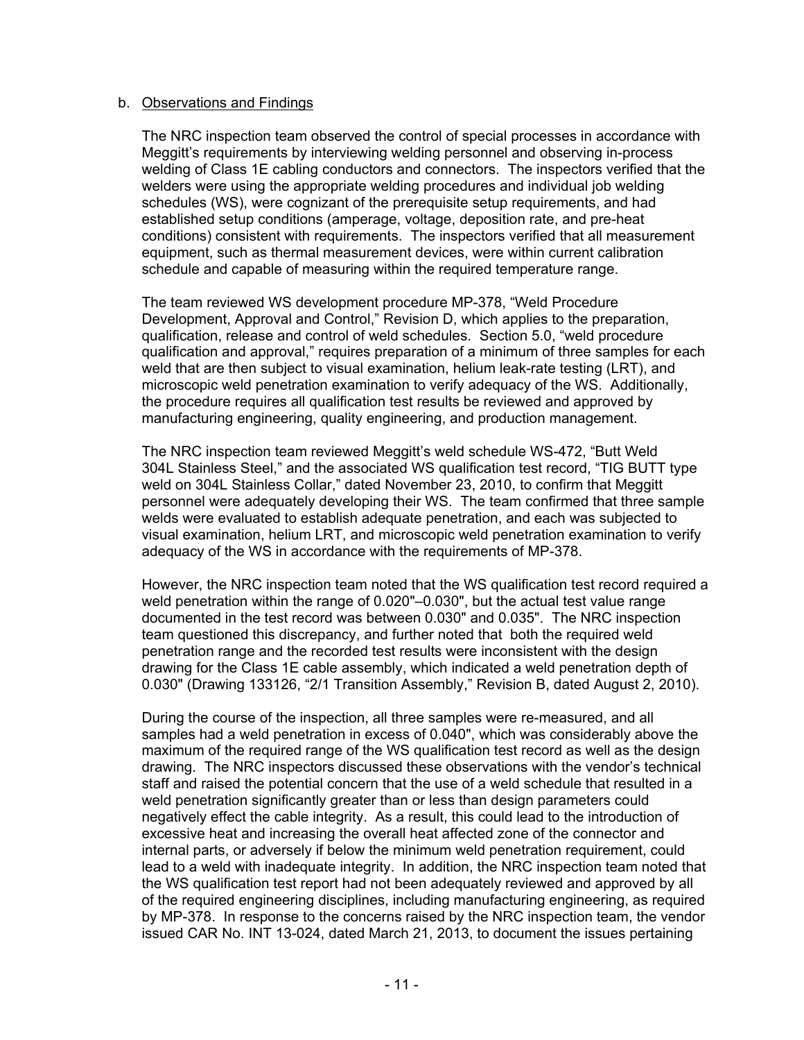b. Observations and Findings

The NRC inspection team observed the control of special processes in accordance with Meggitt's requirements by interviewing welding personnel and observing in-process welding of Class 1E cabling conductors and connectors. The inspectors verified that the welders were using the appropriate welding procedures and individual job welding schedules (WS), were cognizant of the prerequisite setup requirements, and had established setup conditions (amperage, voltage, deposition rate, and pre-heat conditions) consistent with requirements. The inspectors verified that all measurement equipment, such as thermal measurement devices, were within current calibration schedule and capable of measuring within the required temperature range.

The team reviewed WS development procedure MP-378, "Weld Procedure Development, Approval and Control," Revision D, which applies to the preparation, qualification, release and control of weld schedules. Section 5.0, "weld procedure qualification and approval," requires preparation of a minimum of three samples for each weld that are then subject to visual examination, helium leak-rate testing (LRT), and microscopic weld penetration examination to verify adequacy of the WS. Additionally, the procedure requires all qualification test results be reviewed and approved by manufacturing engineering, quality engineering, and production management.

The NRC inspection team reviewed Meggitt's weld schedule WS-472, "Butt Weld 304L Stainless Steel," and the associated WS qualification test record, "TIG BUTT type weld on 304L Stainless Collar," dated November 23, 2010, to confirm that Meggitt personnel were adequately developing their WS. The team confirmed that three sample welds were evaluated to establish adequate penetration, and each was subjected to visual examination, helium LRT, and microscopic weld penetration examination to verify adequacy of the WS in accordance with the requirements of MP-378.

However, the NRC inspection team noted that the WS qualification test record required a weld penetration within the range of 0.020"–0.030", but the actual test value range documented in the test record was between 0.030" and 0.035". The NRC inspection team questioned this discrepancy, and further noted that both the required weld penetration range and the recorded test results were inconsistent with the design drawing for the Class 1E cable assembly, which indicated a weld penetration depth of 0.030" (Drawing 133126, "2/1 Transition Assembly," Revision B, dated August 2, 2010).

During the course of the inspection, all three samples were re-measured, and all samples had a weld penetration in excess of 0.040", which was considerably above the maximum of the required range of the WS qualification test record as well as the design drawing. The NRC inspectors discussed these observations with the vendor's technical staff and raised the potential concern that the use of a weld schedule that resulted in a weld penetration significantly greater than or less than design parameters could negatively effect the cable integrity. As a result, this could lead to the introduction of excessive heat and increasing the overall heat affected zone of the connector and internal parts, or adversely if below the minimum weld penetration requirement, could lead to a weld with inadequate integrity. In addition, the NRC inspection team noted that the WS qualification test report had not been adequately reviewed and approved by all of the required engineering disciplines, including manufacturing engineering, as required by MP-378. In response to the concerns raised by the NRC inspection team, the vendor issued CAR No. INT 13-024, dated March 21, 2013, to document the issues pertaining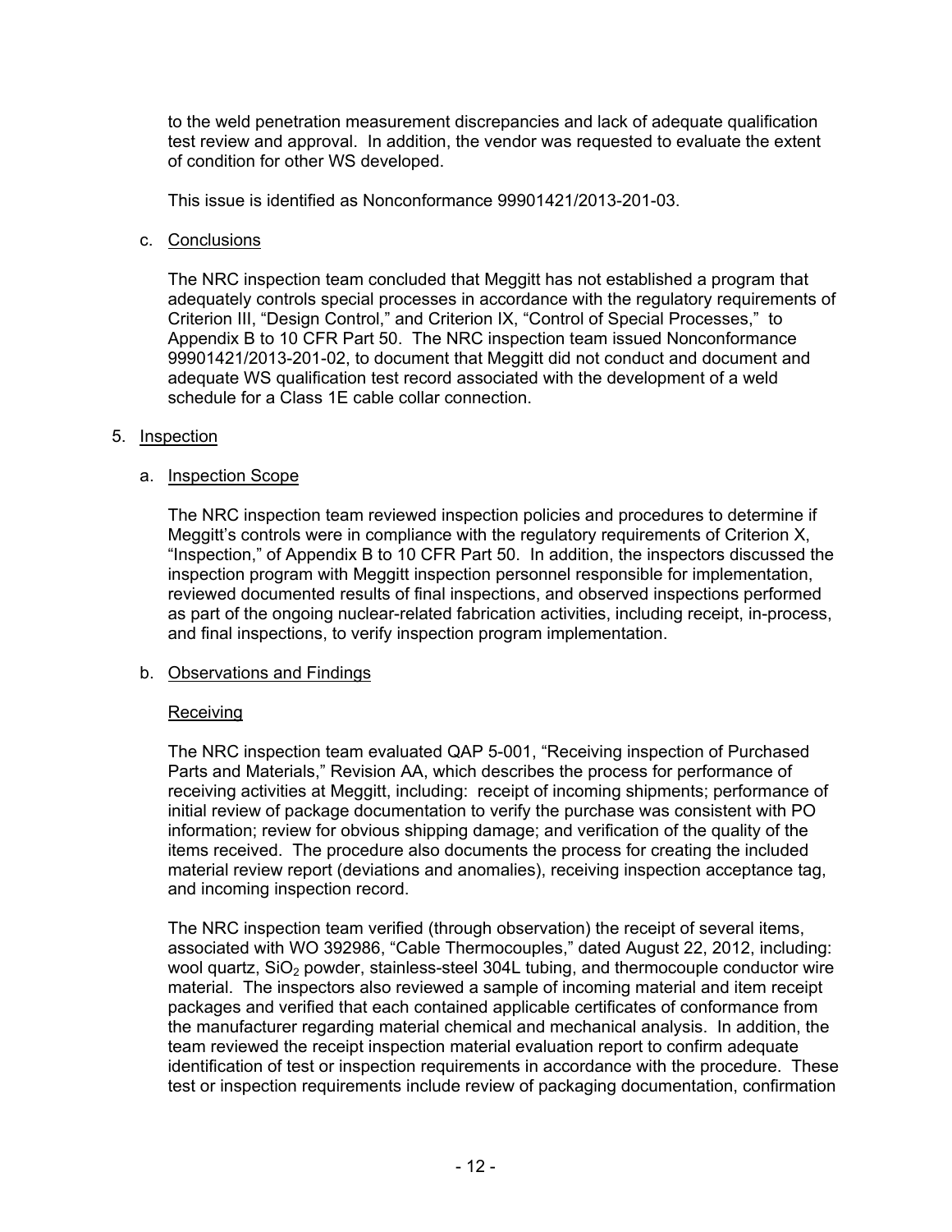to the weld penetration measurement discrepancies and lack of adequate qualification test review and approval. In addition, the vendor was requested to evaluate the extent of condition for other WS developed.

This issue is identified as Nonconformance 99901421/2013-201-03.

c. Conclusions

The NRC inspection team concluded that Meggitt has not established a program that adequately controls special processes in accordance with the regulatory requirements of Criterion III, "Design Control," and Criterion IX, "Control of Special Processes," to Appendix B to 10 CFR Part 50. The NRC inspection team issued Nonconformance 99901421/2013-201-02, to document that Meggitt did not conduct and document and adequate WS qualification test record associated with the development of a weld schedule for a Class 1E cable collar connection.

5. Inspection

a. Inspection Scope

The NRC inspection team reviewed inspection policies and procedures to determine if Meggitt's controls were in compliance with the regulatory requirements of Criterion X, "Inspection," of Appendix B to 10 CFR Part 50. In addition, the inspectors discussed the inspection program with Meggitt inspection personnel responsible for implementation, reviewed documented results of final inspections, and observed inspections performed as part of the ongoing nuclear-related fabrication activities, including receipt, in-process, and final inspections, to verify inspection program implementation.

b. Observations and Findings

Receiving

The NRC inspection team evaluated QAP 5-001, "Receiving inspection of Purchased Parts and Materials," Revision AA, which describes the process for performance of receiving activities at Meggitt, including: receipt of incoming shipments; performance of initial review of package documentation to verify the purchase was consistent with PO information; review for obvious shipping damage; and verification of the quality of the items received. The procedure also documents the process for creating the included material review report (deviations and anomalies), receiving inspection acceptance tag, and incoming inspection record.

The NRC inspection team verified (through observation) the receipt of several items, associated with WO 392986, "Cable Thermocouples," dated August 22, 2012, including: wool quartz, $SiO_2$ powder, stainless-steel 304L tubing, and thermocouple conductor wire material. The inspectors also reviewed a sample of incoming material and item receipt packages and verified that each contained applicable certificates of conformance from the manufacturer regarding material chemical and mechanical analysis. In addition, the team reviewed the receipt inspection material evaluation report to confirm adequate identification of test or inspection requirements in accordance with the procedure. These test or inspection requirements include review of packaging documentation, confirmation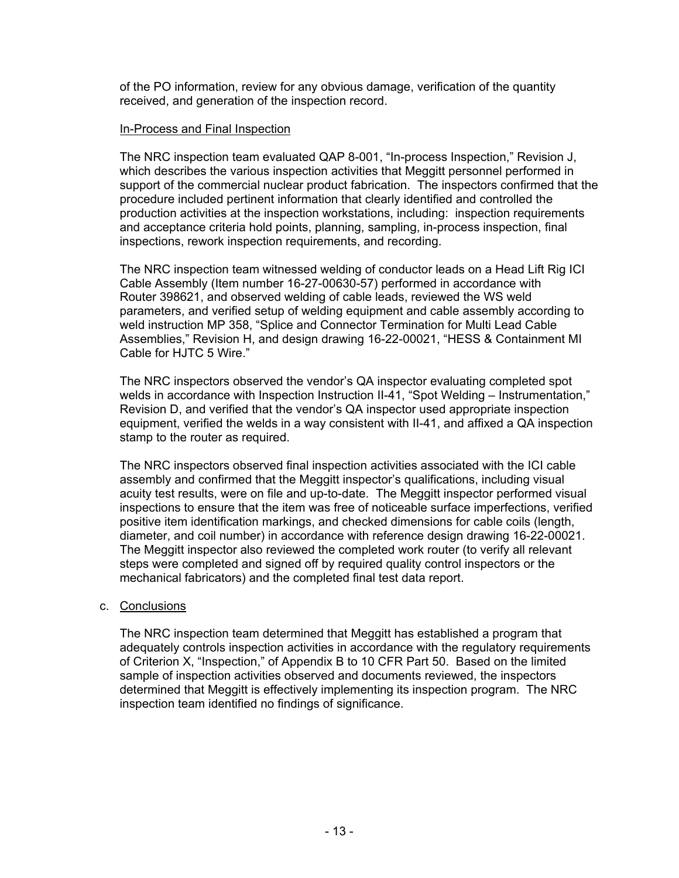of the PO information, review for any obvious damage, verification of the quantity received, and generation of the inspection record.

<u>In-Process and Final Inspection</u>

The NRC inspection team evaluated QAP 8-001, "In-process Inspection," Revision J, which describes the various inspection activities that Meggitt personnel performed in support of the commercial nuclear product fabrication. The inspectors confirmed that the procedure included pertinent information that clearly identified and controlled the production activities at the inspection workstations, including: inspection requirements and acceptance criteria hold points, planning, sampling, in-process inspection, final inspections, rework inspection requirements, and recording.

The NRC inspection team witnessed welding of conductor leads on a Head Lift Rig ICI Cable Assembly (Item number 16-27-00630-57) performed in accordance with Router 398621, and observed welding of cable leads, reviewed the WS weld parameters, and verified setup of welding equipment and cable assembly according to weld instruction MP 358, "Splice and Connector Termination for Multi Lead Cable Assemblies," Revision H, and design drawing 16-22-00021, "HESS & Containment MI Cable for HJTC 5 Wire."

The NRC inspectors observed the vendor's QA inspector evaluating completed spot welds in accordance with Inspection Instruction II-41, "Spot Welding – Instrumentation," Revision D, and verified that the vendor's QA inspector used appropriate inspection equipment, verified the welds in a way consistent with II-41, and affixed a QA inspection stamp to the router as required.

The NRC inspectors observed final inspection activities associated with the ICI cable assembly and confirmed that the Meggitt inspector's qualifications, including visual acuity test results, were on file and up-to-date. The Meggitt inspector performed visual inspections to ensure that the item was free of noticeable surface imperfections, verified positive item identification markings, and checked dimensions for cable coils (length, diameter, and coil number) in accordance with reference design drawing 16-22-00021. The Meggitt inspector also reviewed the completed work router (to verify all relevant steps were completed and signed off by required quality control inspectors or the mechanical fabricators) and the completed final test data report.

c. <u>Conclusions</u>

The NRC inspection team determined that Meggitt has established a program that adequately controls inspection activities in accordance with the regulatory requirements of Criterion X, "Inspection," of Appendix B to 10 CFR Part 50. Based on the limited sample of inspection activities observed and documents reviewed, the inspectors determined that Meggitt is effectively implementing its inspection program. The NRC inspection team identified no findings of significance.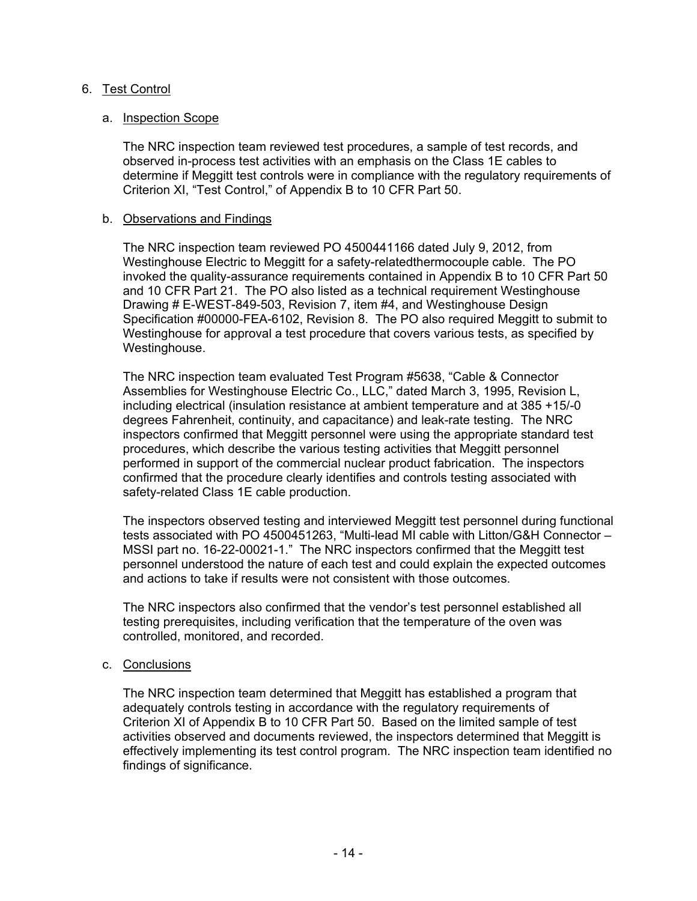6. Test Control

   a. Inspection Scope

      The NRC inspection team reviewed test procedures, a sample of test records, and observed in-process test activities with an emphasis on the Class 1E cables to determine if Meggitt test controls were in compliance with the regulatory requirements of Criterion XI, "Test Control," of Appendix B to 10 CFR Part 50.

   b. Observations and Findings

      The NRC inspection team reviewed PO 4500441166 dated July 9, 2012, from Westinghouse Electric to Meggitt for a safety-relatedthermocouple cable. The PO invoked the quality-assurance requirements contained in Appendix B to 10 CFR Part 50 and 10 CFR Part 21. The PO also listed as a technical requirement Westinghouse Drawing # E-WEST-849-503, Revision 7, item #4, and Westinghouse Design Specification #00000-FEA-6102, Revision 8. The PO also required Meggitt to submit to Westinghouse for approval a test procedure that covers various tests, as specified by Westinghouse.

      The NRC inspection team evaluated Test Program #5638, "Cable & Connector Assemblies for Westinghouse Electric Co., LLC," dated March 3, 1995, Revision L, including electrical (insulation resistance at ambient temperature and at 385 +15/-0 degrees Fahrenheit, continuity, and capacitance) and leak-rate testing. The NRC inspectors confirmed that Meggitt personnel were using the appropriate standard test procedures, which describe the various testing activities that Meggitt personnel performed in support of the commercial nuclear product fabrication. The inspectors confirmed that the procedure clearly identifies and controls testing associated with safety-related Class 1E cable production.

      The inspectors observed testing and interviewed Meggitt test personnel during functional tests associated with PO 4500451263, "Multi-lead MI cable with Litton/G&H Connector – MSSI part no. 16-22-00021-1." The NRC inspectors confirmed that the Meggitt test personnel understood the nature of each test and could explain the expected outcomes and actions to take if results were not consistent with those outcomes.

      The NRC inspectors also confirmed that the vendor's test personnel established all testing prerequisites, including verification that the temperature of the oven was controlled, monitored, and recorded.

   c. Conclusions

      The NRC inspection team determined that Meggitt has established a program that adequately controls testing in accordance with the regulatory requirements of Criterion XI of Appendix B to 10 CFR Part 50. Based on the limited sample of test activities observed and documents reviewed, the inspectors determined that Meggitt is effectively implementing its test control program. The NRC inspection team identified no findings of significance.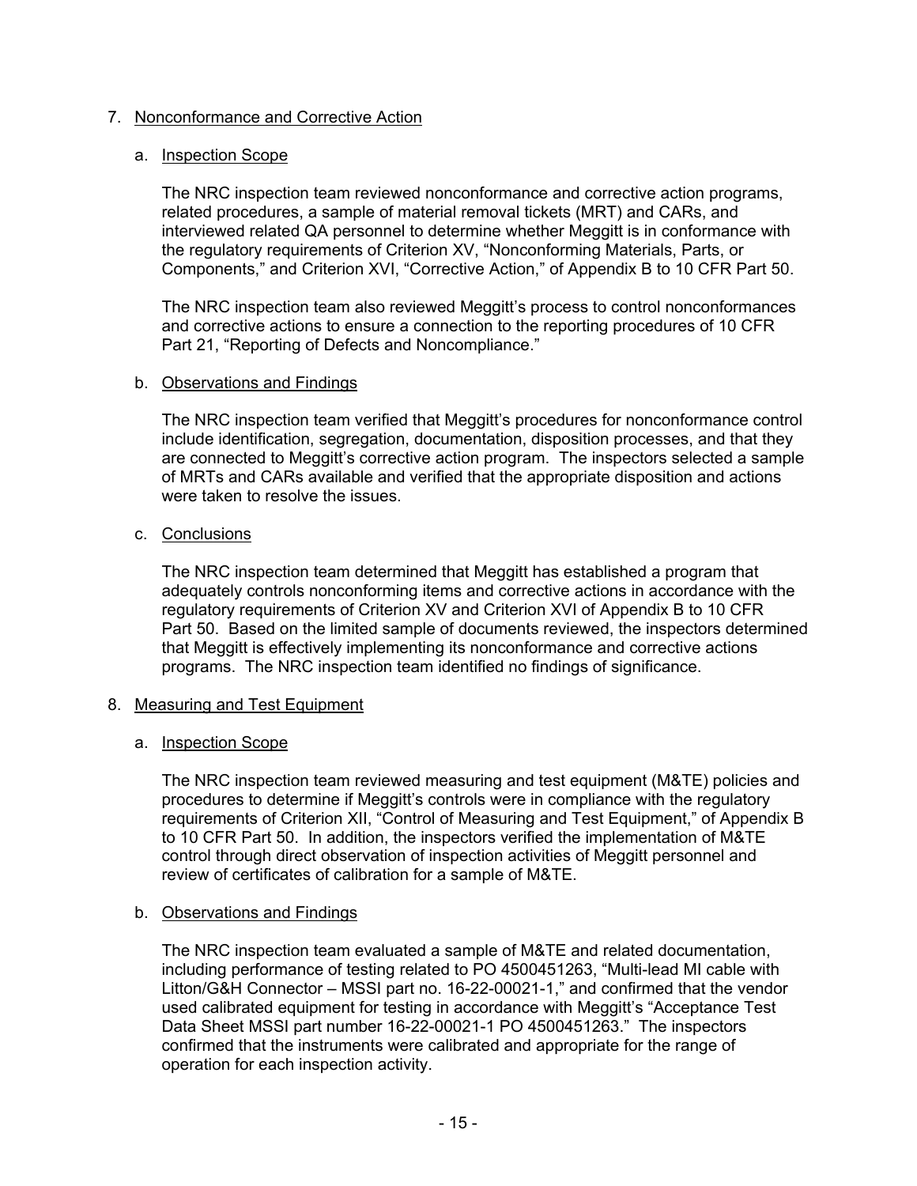7. Nonconformance and Corrective Action

   a. Inspection Scope

   The NRC inspection team reviewed nonconformance and corrective action programs, related procedures, a sample of material removal tickets (MRT) and CARs, and interviewed related QA personnel to determine whether Meggitt is in conformance with the regulatory requirements of Criterion XV, "Nonconforming Materials, Parts, or Components," and Criterion XVI, "Corrective Action," of Appendix B to 10 CFR Part 50.

   The NRC inspection team also reviewed Meggitt's process to control nonconformances and corrective actions to ensure a connection to the reporting procedures of 10 CFR Part 21, "Reporting of Defects and Noncompliance."

   b. Observations and Findings

   The NRC inspection team verified that Meggitt's procedures for nonconformance control include identification, segregation, documentation, disposition processes, and that they are connected to Meggitt's corrective action program. The inspectors selected a sample of MRTs and CARs available and verified that the appropriate disposition and actions were taken to resolve the issues.

   c. Conclusions

   The NRC inspection team determined that Meggitt has established a program that adequately controls nonconforming items and corrective actions in accordance with the regulatory requirements of Criterion XV and Criterion XVI of Appendix B to 10 CFR Part 50. Based on the limited sample of documents reviewed, the inspectors determined that Meggitt is effectively implementing its nonconformance and corrective actions programs. The NRC inspection team identified no findings of significance.

8. Measuring and Test Equipment

   a. Inspection Scope

   The NRC inspection team reviewed measuring and test equipment (M&TE) policies and procedures to determine if Meggitt's controls were in compliance with the regulatory requirements of Criterion XII, "Control of Measuring and Test Equipment," of Appendix B to 10 CFR Part 50. In addition, the inspectors verified the implementation of M&TE control through direct observation of inspection activities of Meggitt personnel and review of certificates of calibration for a sample of M&TE.

   b. Observations and Findings

   The NRC inspection team evaluated a sample of M&TE and related documentation, including performance of testing related to PO 4500451263, "Multi-lead MI cable with Litton/G&H Connector – MSSI part no. 16-22-00021-1," and confirmed that the vendor used calibrated equipment for testing in accordance with Meggitt's "Acceptance Test Data Sheet MSSI part number 16-22-00021-1 PO 4500451263." The inspectors confirmed that the instruments were calibrated and appropriate for the range of operation for each inspection activity.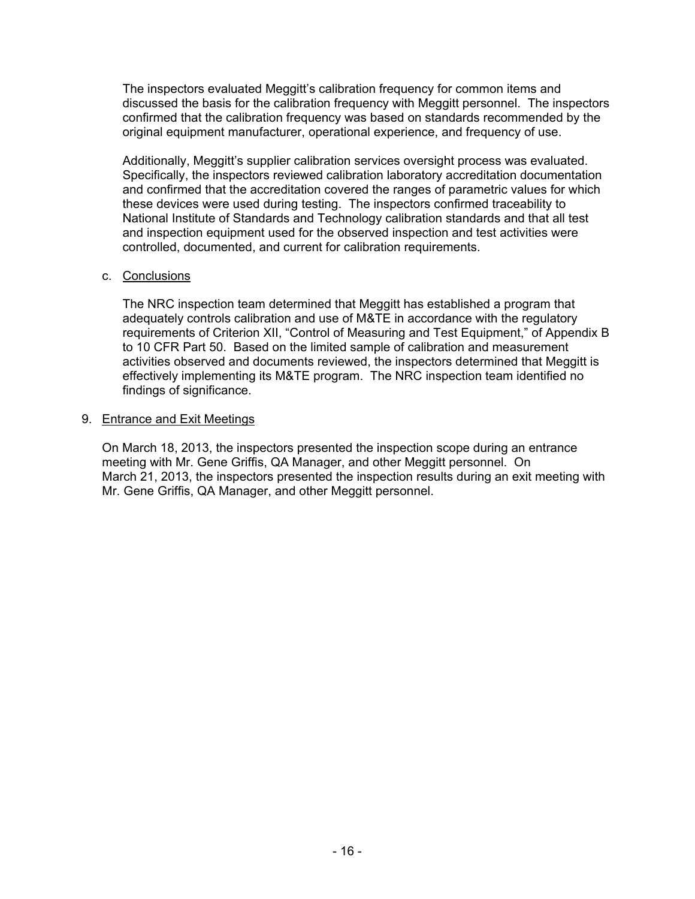The inspectors evaluated Meggitt's calibration frequency for common items and discussed the basis for the calibration frequency with Meggitt personnel. The inspectors confirmed that the calibration frequency was based on standards recommended by the original equipment manufacturer, operational experience, and frequency of use.

Additionally, Meggitt's supplier calibration services oversight process was evaluated. Specifically, the inspectors reviewed calibration laboratory accreditation documentation and confirmed that the accreditation covered the ranges of parametric values for which these devices were used during testing. The inspectors confirmed traceability to National Institute of Standards and Technology calibration standards and that all test and inspection equipment used for the observed inspection and test activities were controlled, documented, and current for calibration requirements.

c. Conclusions

The NRC inspection team determined that Meggitt has established a program that adequately controls calibration and use of M&TE in accordance with the regulatory requirements of Criterion XII, "Control of Measuring and Test Equipment," of Appendix B to 10 CFR Part 50. Based on the limited sample of calibration and measurement activities observed and documents reviewed, the inspectors determined that Meggitt is effectively implementing its M&TE program. The NRC inspection team identified no findings of significance.

9. Entrance and Exit Meetings

On March 18, 2013, the inspectors presented the inspection scope during an entrance meeting with Mr. Gene Griffis, QA Manager, and other Meggitt personnel. On March 21, 2013, the inspectors presented the inspection results during an exit meeting with Mr. Gene Griffis, QA Manager, and other Meggitt personnel.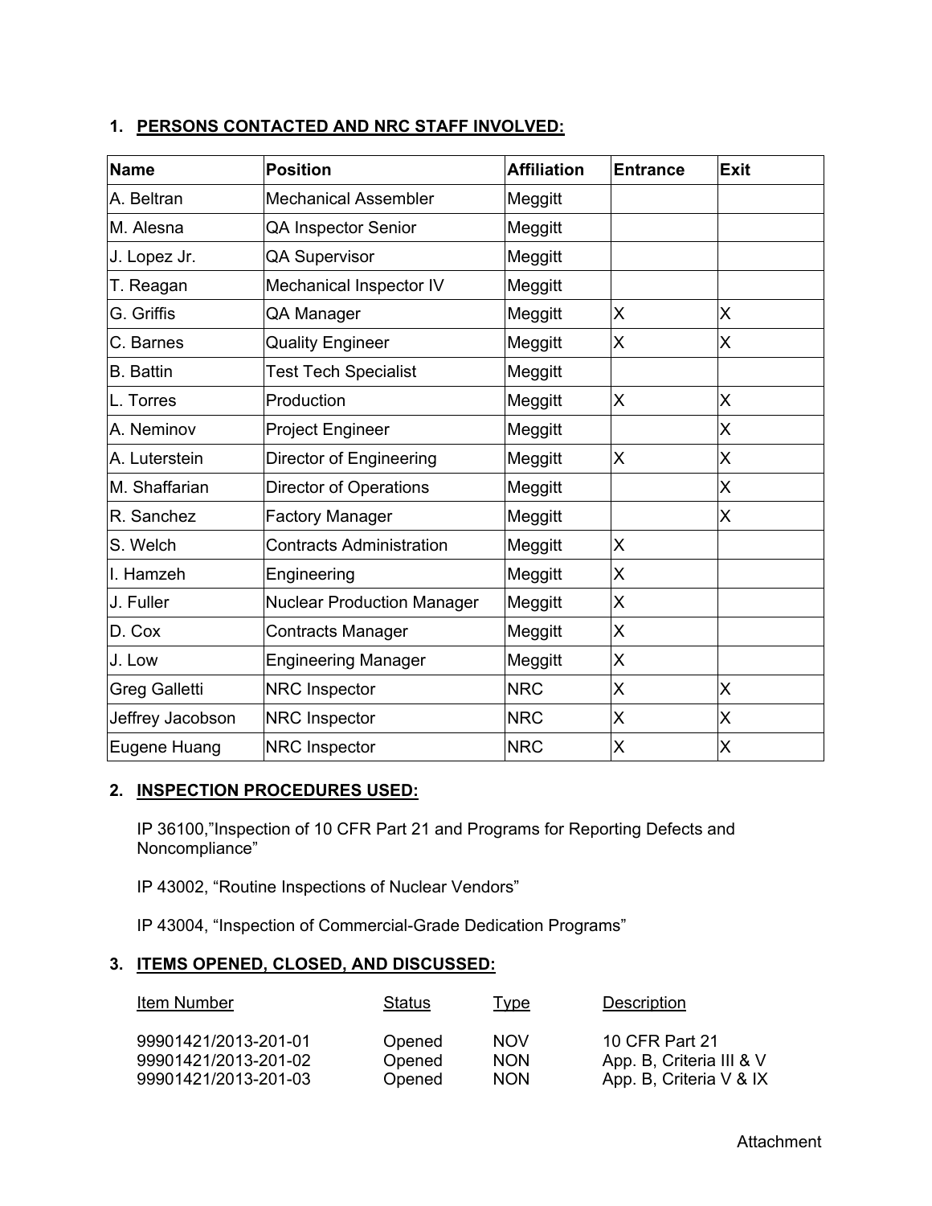## 1. PERSONS CONTACTED AND NRC STAFF INVOLVED:

| Name | Position | Affiliation | Entrance | Exit |
|---|---|---|---|---|
| A. Beltran | Mechanical Assembler | Meggitt | | |
| M. Alesna | QA Inspector Senior | Meggitt | | |
| J. Lopez Jr. | QA Supervisor | Meggitt | | |
| T. Reagan | Mechanical Inspector IV | Meggitt | | |
| G. Griffis | QA Manager | Meggitt | X | X |
| C. Barnes | Quality Engineer | Meggitt | X | X |
| B. Battin | Test Tech Specialist | Meggitt | | |
| L. Torres | Production | Meggitt | X | X |
| A. Neminov | Project Engineer | Meggitt | | X |
| A. Luterstein | Director of Engineering | Meggitt | X | X |
| M. Shaffarian | Director of Operations | Meggitt | | X |
| R. Sanchez | Factory Manager | Meggitt | | X |
| S. Welch | Contracts Administration | Meggitt | X | |
| I. Hamzeh | Engineering | Meggitt | X | |
| J. Fuller | Nuclear Production Manager | Meggitt | X | |
| D. Cox | Contracts Manager | Meggitt | X | |
| J. Low | Engineering Manager | Meggitt | X | |
| Greg Galletti | NRC Inspector | NRC | X | X |
| Jeffrey Jacobson | NRC Inspector | NRC | X | X |
| Eugene Huang | NRC Inspector | NRC | X | X |

## 2. INSPECTION PROCEDURES USED:

IP 36100,"Inspection of 10 CFR Part 21 and Programs for Reporting Defects and Noncompliance"

IP 43002, "Routine Inspections of Nuclear Vendors"

IP 43004, "Inspection of Commercial-Grade Dedication Programs"

## 3. ITEMS OPENED, CLOSED, AND DISCUSSED:

| Item Number | Status | Type | Description |
|---|---|---|---|
| 99901421/2013-201-01 | Opened | NOV | 10 CFR Part 21 |
| 99901421/2013-201-02 | Opened | NON | App. B, Criteria III & V |
| 99901421/2013-201-03 | Opened | NON | App. B, Criteria V & IX |

Attachment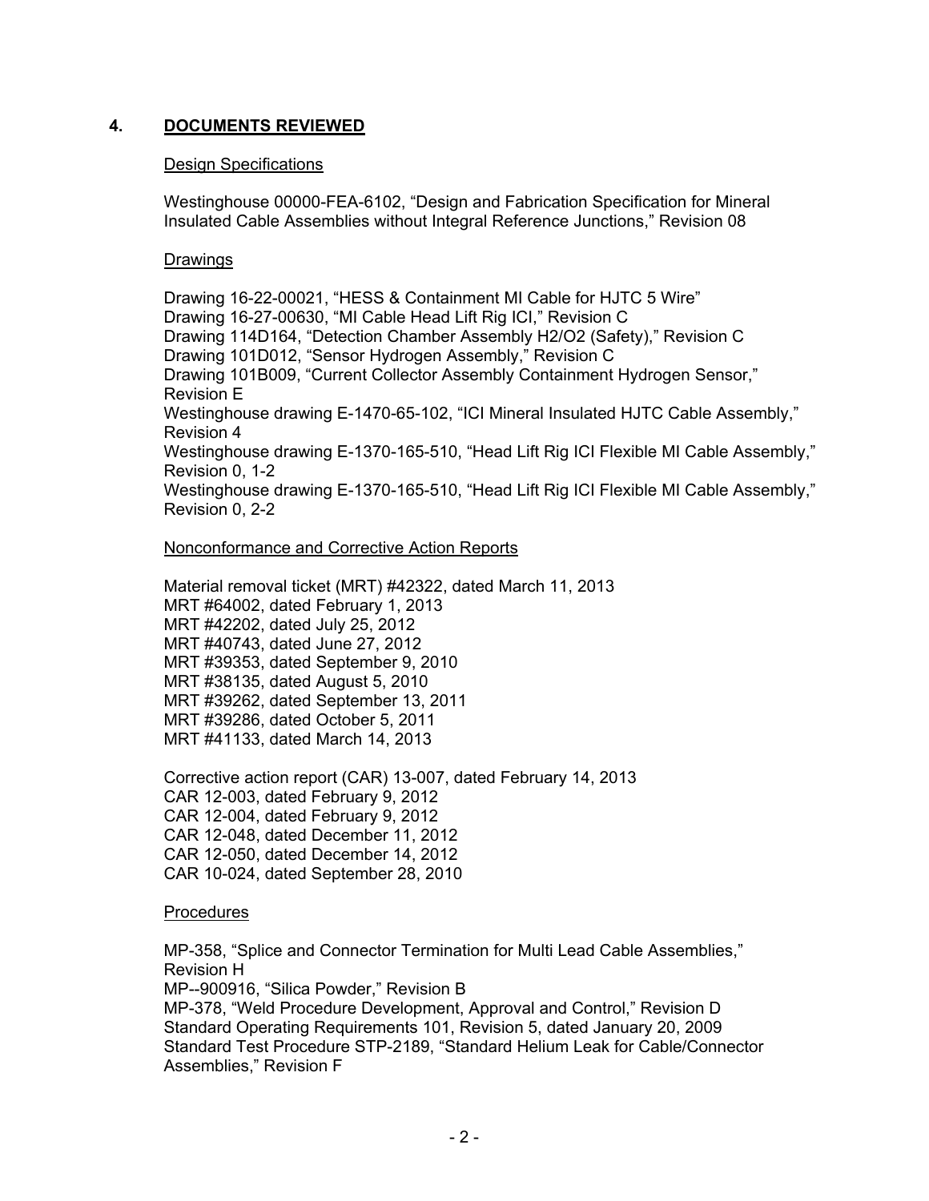## 4. DOCUMENTS REVIEWED

Design Specifications

Westinghouse 00000-FEA-6102, "Design and Fabrication Specification for Mineral Insulated Cable Assemblies without Integral Reference Junctions," Revision 08

Drawings

Drawing 16-22-00021, "HESS & Containment MI Cable for HJTC 5 Wire"
Drawing 16-27-00630, "MI Cable Head Lift Rig ICI," Revision C
Drawing 114D164, "Detection Chamber Assembly H2/O2 (Safety)," Revision C
Drawing 101D012, "Sensor Hydrogen Assembly," Revision C
Drawing 101B009, "Current Collector Assembly Containment Hydrogen Sensor," Revision E
Westinghouse drawing E-1470-65-102, "ICI Mineral Insulated HJTC Cable Assembly," Revision 4
Westinghouse drawing E-1370-165-510, "Head Lift Rig ICI Flexible MI Cable Assembly," Revision 0, 1-2
Westinghouse drawing E-1370-165-510, "Head Lift Rig ICI Flexible MI Cable Assembly," Revision 0, 2-2

Nonconformance and Corrective Action Reports

Material removal ticket (MRT) #42322, dated March 11, 2013
MRT #64002, dated February 1, 2013
MRT #42202, dated July 25, 2012
MRT #40743, dated June 27, 2012
MRT #39353, dated September 9, 2010
MRT #38135, dated August 5, 2010
MRT #39262, dated September 13, 2011
MRT #39286, dated October 5, 2011
MRT #41133, dated March 14, 2013

Corrective action report (CAR) 13-007, dated February 14, 2013
CAR 12-003, dated February 9, 2012
CAR 12-004, dated February 9, 2012
CAR 12-048, dated December 11, 2012
CAR 12-050, dated December 14, 2012
CAR 10-024, dated September 28, 2010

Procedures

MP-358, "Splice and Connector Termination for Multi Lead Cable Assemblies," Revision H
MP--900916, "Silica Powder," Revision B
MP-378, "Weld Procedure Development, Approval and Control," Revision D
Standard Operating Requirements 101, Revision 5, dated January 20, 2009
Standard Test Procedure STP-2189, "Standard Helium Leak for Cable/Connector Assemblies," Revision F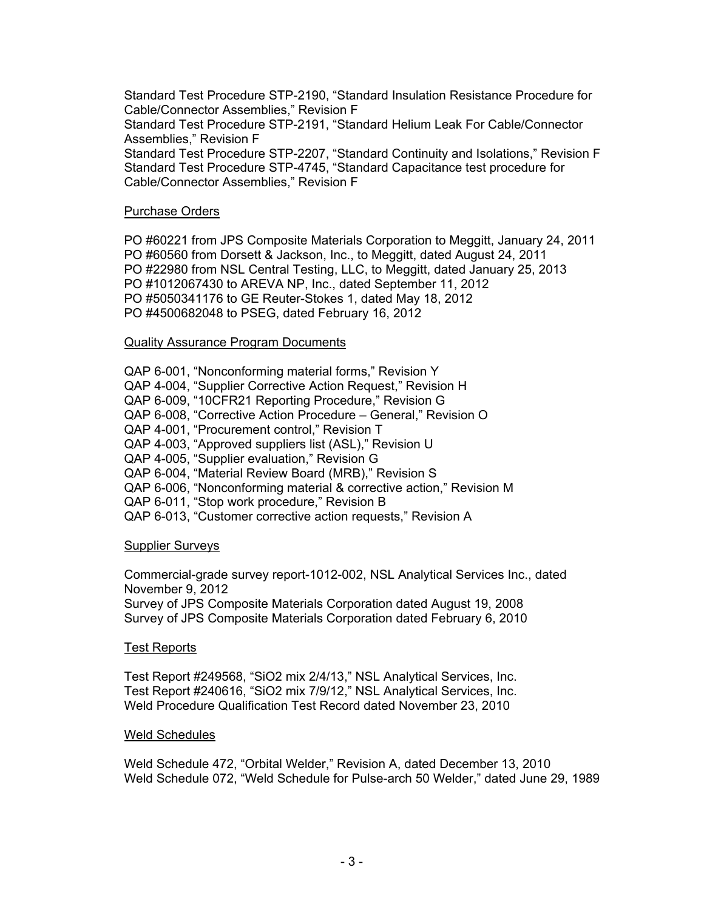Standard Test Procedure STP-2190, "Standard Insulation Resistance Procedure for Cable/Connector Assemblies," Revision F
Standard Test Procedure STP-2191, "Standard Helium Leak For Cable/Connector Assemblies," Revision F
Standard Test Procedure STP-2207, "Standard Continuity and Isolations," Revision F
Standard Test Procedure STP-4745, "Standard Capacitance test procedure for Cable/Connector Assemblies," Revision F

Purchase Orders

PO #60221 from JPS Composite Materials Corporation to Meggitt, January 24, 2011
PO #60560 from Dorsett & Jackson, Inc., to Meggitt, dated August 24, 2011
PO #22980 from NSL Central Testing, LLC, to Meggitt, dated January 25, 2013
PO #1012067430 to AREVA NP, Inc., dated September 11, 2012
PO #5050341176 to GE Reuter-Stokes 1, dated May 18, 2012
PO #4500682048 to PSEG, dated February 16, 2012

Quality Assurance Program Documents

QAP 6-001, "Nonconforming material forms," Revision Y
QAP 4-004, "Supplier Corrective Action Request," Revision H
QAP 6-009, "10CFR21 Reporting Procedure," Revision G
QAP 6-008, "Corrective Action Procedure – General," Revision O
QAP 4-001, "Procurement control," Revision T
QAP 4-003, "Approved suppliers list (ASL)," Revision U
QAP 4-005, "Supplier evaluation," Revision G
QAP 6-004, "Material Review Board (MRB)," Revision S
QAP 6-006, "Nonconforming material & corrective action," Revision M
QAP 6-011, "Stop work procedure," Revision B
QAP 6-013, "Customer corrective action requests," Revision A

Supplier Surveys

Commercial-grade survey report-1012-002, NSL Analytical Services Inc., dated November 9, 2012
Survey of JPS Composite Materials Corporation dated August 19, 2008
Survey of JPS Composite Materials Corporation dated February 6, 2010

Test Reports

Test Report #249568, "SiO2 mix 2/4/13," NSL Analytical Services, Inc.
Test Report #240616, "SiO2 mix 7/9/12," NSL Analytical Services, Inc.
Weld Procedure Qualification Test Record dated November 23, 2010

Weld Schedules

Weld Schedule 472, "Orbital Welder," Revision A, dated December 13, 2010
Weld Schedule 072, "Weld Schedule for Pulse-arch 50 Welder," dated June 29, 1989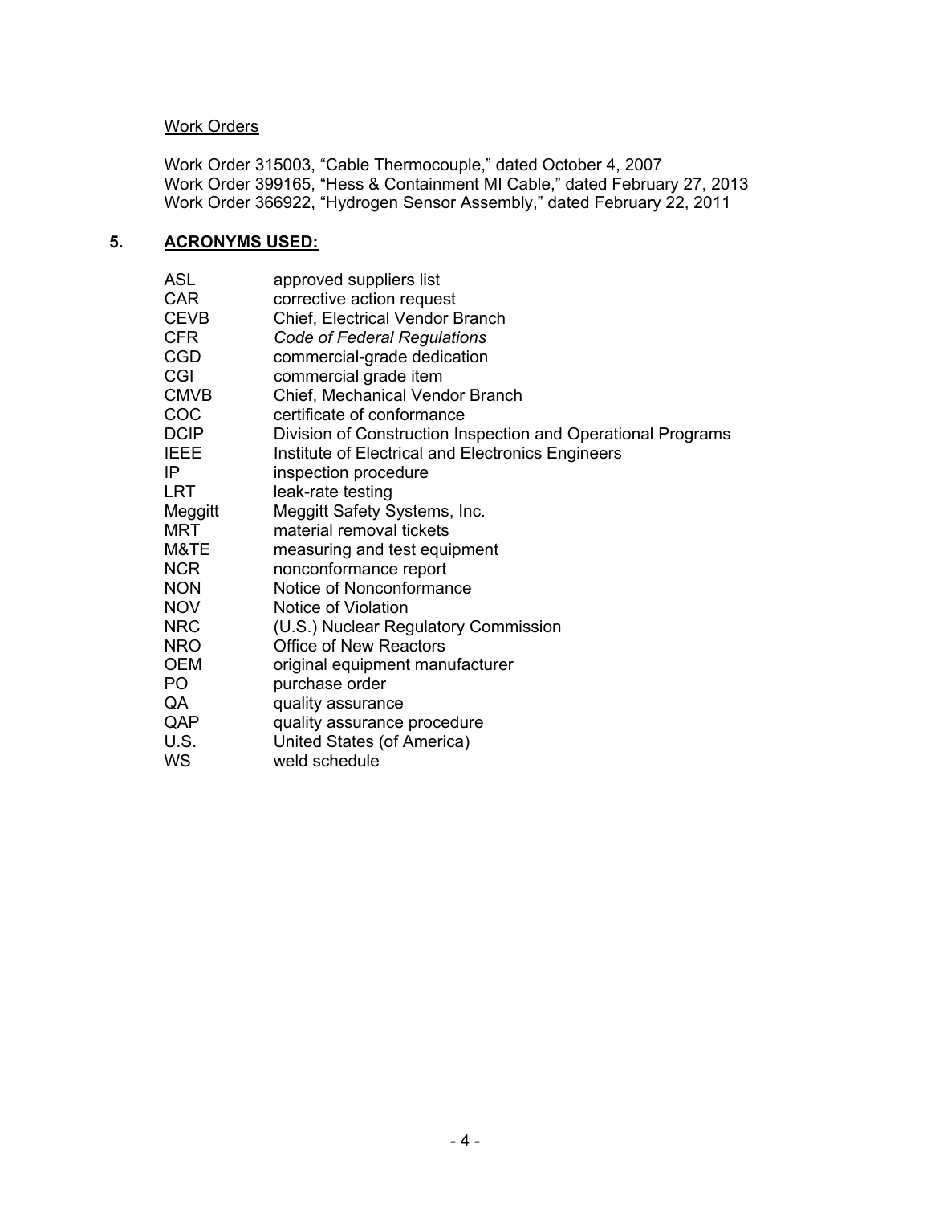Work Orders

Work Order 315003, "Cable Thermocouple," dated October 4, 2007
Work Order 399165, "Hess & Containment MI Cable," dated February 27, 2013
Work Order 366922, "Hydrogen Sensor Assembly," dated February 22, 2011

## 5. ACRONYMS USED:

| | |
|---|---|
| ASL | approved suppliers list |
| CAR | corrective action request |
| CEVB | Chief, Electrical Vendor Branch |
| CFR | *Code of Federal Regulations* |
| CGD | commercial-grade dedication |
| CGI | commercial grade item |
| CMVB | Chief, Mechanical Vendor Branch |
| COC | certificate of conformance |
| DCIP | Division of Construction Inspection and Operational Programs |
| IEEE | Institute of Electrical and Electronics Engineers |
| IP | inspection procedure |
| LRT | leak-rate testing |
| Meggitt | Meggitt Safety Systems, Inc. |
| MRT | material removal tickets |
| M&TE | measuring and test equipment |
| NCR | nonconformance report |
| NON | Notice of Nonconformance |
| NOV | Notice of Violation |
| NRC | (U.S.) Nuclear Regulatory Commission |
| NRO | Office of New Reactors |
| OEM | original equipment manufacturer |
| PO | purchase order |
| QA | quality assurance |
| QAP | quality assurance procedure |
| U.S. | United States (of America) |
| WS | weld schedule |